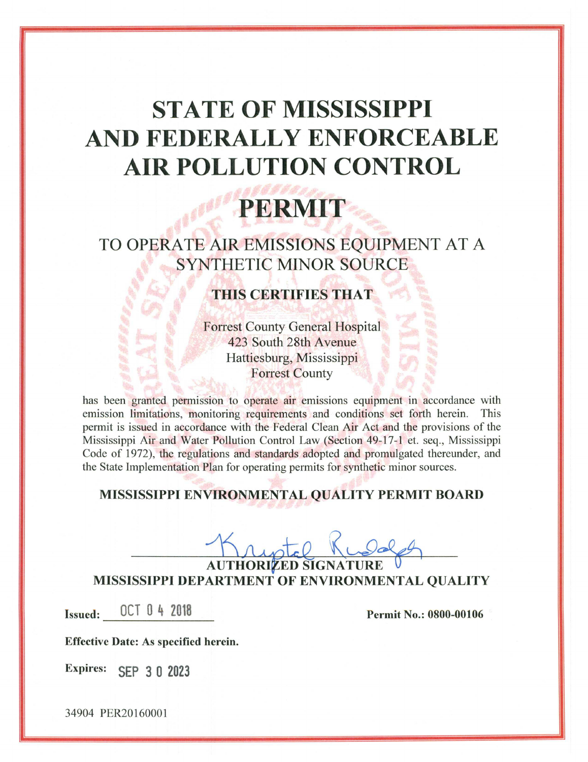# STATE OF MISSISSIPPI AND FEDERALLY ENFORCEABLE AIR POLLUTION CONTROL

# PERMIT

## TO OPERATE AIR EMISSIONS EQUIPMENT AT A SYNTHETIC MINOR SOURCE

### THIS CERTIFIES THAT

Forrest County General Hospital
423 South 28th Avenue
Hattiesburg, Mississippi
Forrest County

has been granted permission to operate air emissions equipment in accordance with emission limitations, monitoring requirements and conditions set forth herein. This permit is issued in accordance with the Federal Clean Air Act and the provisions of the Mississippi Air and Water Pollution Control Law (Section 49-17-1 et. seq., Mississippi Code of 1972), the regulations and standards adopted and promulgated thereunder, and the State Implementation Plan for operating permits for synthetic minor sources.

**MISSISSIPPI ENVIRONMENTAL QUALITY PERMIT BOARD**

Krystal Rudolph

**AUTHORIZED SIGNATURE**
**MISSISSIPPI DEPARTMENT OF ENVIRONMENTAL QUALITY**

**Issued:** OCT 04 2018

**Permit No.: 0800-00106**

**Effective Date: As specified herein.**

**Expires:** SEP 30 2023

34904 PER20160001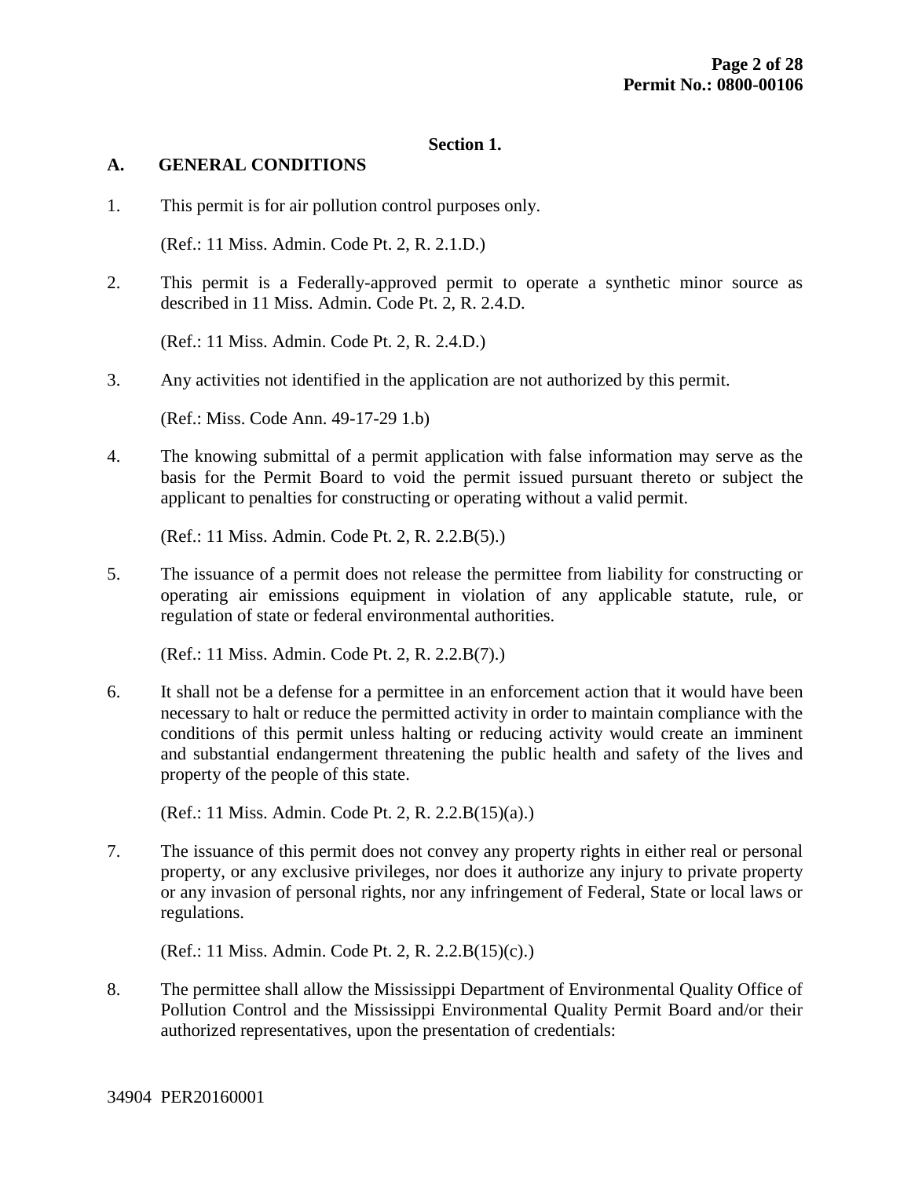## Section 1.

### A. GENERAL CONDITIONS

1. This permit is for air pollution control purposes only.

   (Ref.: 11 Miss. Admin. Code Pt. 2, R. 2.1.D.)

2. This permit is a Federally-approved permit to operate a synthetic minor source as described in 11 Miss. Admin. Code Pt. 2, R. 2.4.D.

   (Ref.: 11 Miss. Admin. Code Pt. 2, R. 2.4.D.)

3. Any activities not identified in the application are not authorized by this permit.

   (Ref.: Miss. Code Ann. 49-17-29 1.b)

4. The knowing submittal of a permit application with false information may serve as the basis for the Permit Board to void the permit issued pursuant thereto or subject the applicant to penalties for constructing or operating without a valid permit.

   (Ref.: 11 Miss. Admin. Code Pt. 2, R. 2.2.B(5).)

5. The issuance of a permit does not release the permittee from liability for constructing or operating air emissions equipment in violation of any applicable statute, rule, or regulation of state or federal environmental authorities.

   (Ref.: 11 Miss. Admin. Code Pt. 2, R. 2.2.B(7).)

6. It shall not be a defense for a permittee in an enforcement action that it would have been necessary to halt or reduce the permitted activity in order to maintain compliance with the conditions of this permit unless halting or reducing activity would create an imminent and substantial endangerment threatening the public health and safety of the lives and property of the people of this state.

   (Ref.: 11 Miss. Admin. Code Pt. 2, R. 2.2.B(15)(a).)

7. The issuance of this permit does not convey any property rights in either real or personal property, or any exclusive privileges, nor does it authorize any injury to private property or any invasion of personal rights, nor any infringement of Federal, State or local laws or regulations.

   (Ref.: 11 Miss. Admin. Code Pt. 2, R. 2.2.B(15)(c).)

8. The permittee shall allow the Mississippi Department of Environmental Quality Office of Pollution Control and the Mississippi Environmental Quality Permit Board and/or their authorized representatives, upon the presentation of credentials: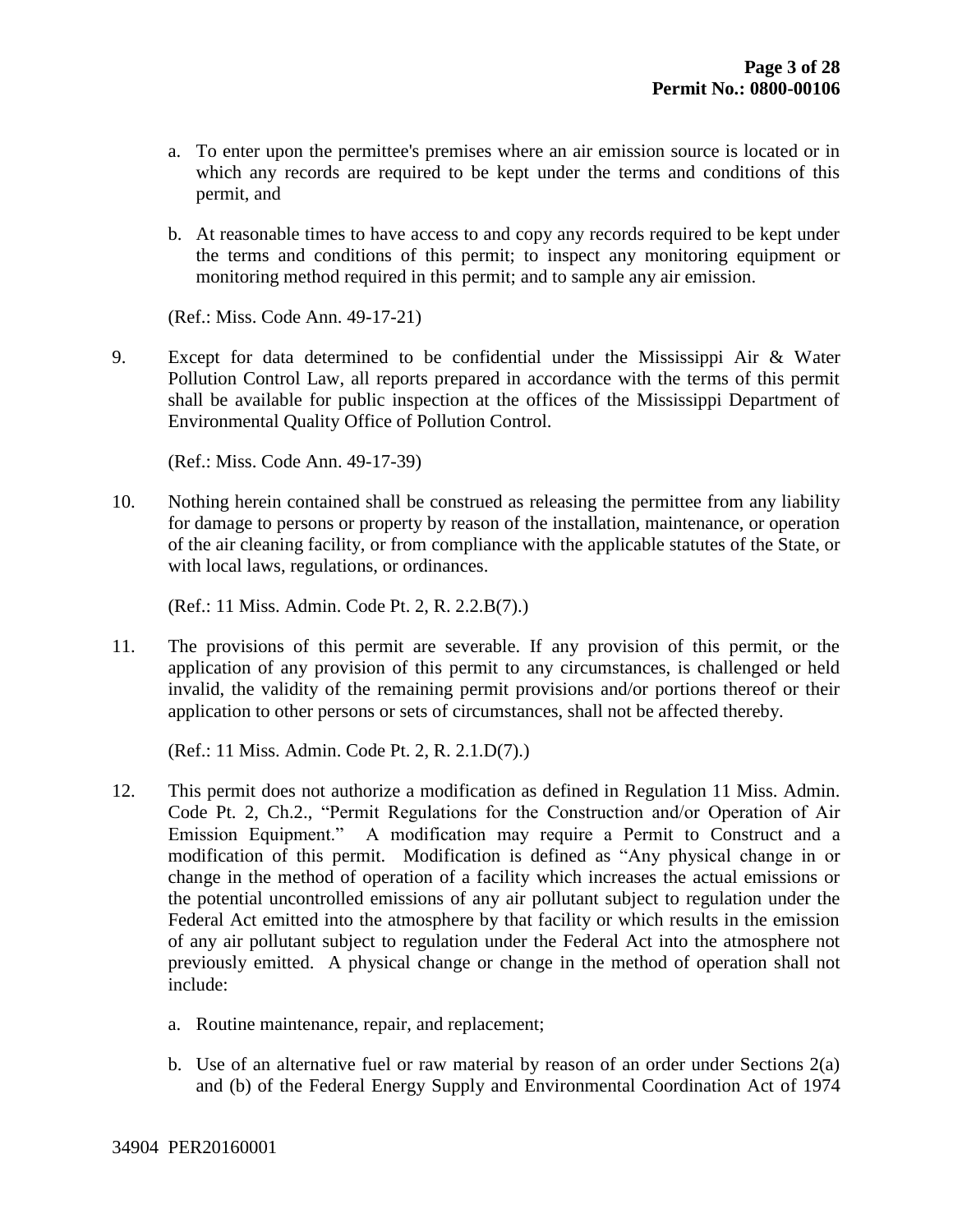a. To enter upon the permittee's premises where an air emission source is located or in which any records are required to be kept under the terms and conditions of this permit, and

b. At reasonable times to have access to and copy any records required to be kept under the terms and conditions of this permit; to inspect any monitoring equipment or monitoring method required in this permit; and to sample any air emission.

(Ref.: Miss. Code Ann. 49-17-21)

9. Except for data determined to be confidential under the Mississippi Air & Water Pollution Control Law, all reports prepared in accordance with the terms of this permit shall be available for public inspection at the offices of the Mississippi Department of Environmental Quality Office of Pollution Control.

(Ref.: Miss. Code Ann. 49-17-39)

10. Nothing herein contained shall be construed as releasing the permittee from any liability for damage to persons or property by reason of the installation, maintenance, or operation of the air cleaning facility, or from compliance with the applicable statutes of the State, or with local laws, regulations, or ordinances.

(Ref.: 11 Miss. Admin. Code Pt. 2, R. 2.2.B(7).)

11. The provisions of this permit are severable. If any provision of this permit, or the application of any provision of this permit to any circumstances, is challenged or held invalid, the validity of the remaining permit provisions and/or portions thereof or their application to other persons or sets of circumstances, shall not be affected thereby.

(Ref.: 11 Miss. Admin. Code Pt. 2, R. 2.1.D(7).)

12. This permit does not authorize a modification as defined in Regulation 11 Miss. Admin. Code Pt. 2, Ch.2., "Permit Regulations for the Construction and/or Operation of Air Emission Equipment." A modification may require a Permit to Construct and a modification of this permit. Modification is defined as "Any physical change in or change in the method of operation of a facility which increases the actual emissions or the potential uncontrolled emissions of any air pollutant subject to regulation under the Federal Act emitted into the atmosphere by that facility or which results in the emission of any air pollutant subject to regulation under the Federal Act into the atmosphere not previously emitted. A physical change or change in the method of operation shall not include:

a. Routine maintenance, repair, and replacement;

b. Use of an alternative fuel or raw material by reason of an order under Sections 2(a) and (b) of the Federal Energy Supply and Environmental Coordination Act of 1974

34904 PER20160001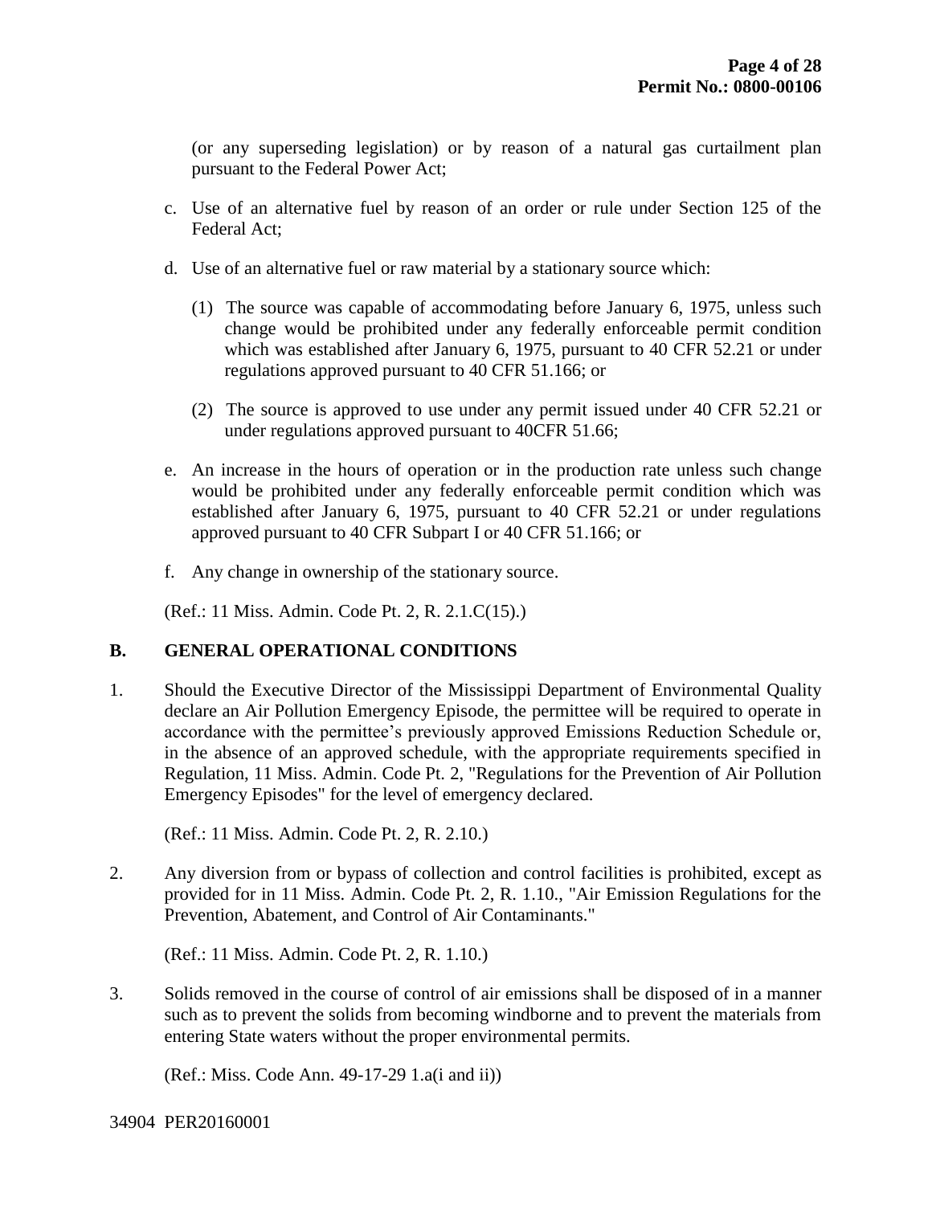(or any superseding legislation) or by reason of a natural gas curtailment plan pursuant to the Federal Power Act;

c. Use of an alternative fuel by reason of an order or rule under Section 125 of the Federal Act;

d. Use of an alternative fuel or raw material by a stationary source which:

   (1) The source was capable of accommodating before January 6, 1975, unless such change would be prohibited under any federally enforceable permit condition which was established after January 6, 1975, pursuant to 40 CFR 52.21 or under regulations approved pursuant to 40 CFR 51.166; or

   (2) The source is approved to use under any permit issued under 40 CFR 52.21 or under regulations approved pursuant to 40CFR 51.66;

e. An increase in the hours of operation or in the production rate unless such change would be prohibited under any federally enforceable permit condition which was established after January 6, 1975, pursuant to 40 CFR 52.21 or under regulations approved pursuant to 40 CFR Subpart I or 40 CFR 51.166; or

f. Any change in ownership of the stationary source.

(Ref.: 11 Miss. Admin. Code Pt. 2, R. 2.1.C(15).)

## B. GENERAL OPERATIONAL CONDITIONS

1. Should the Executive Director of the Mississippi Department of Environmental Quality declare an Air Pollution Emergency Episode, the permittee will be required to operate in accordance with the permittee's previously approved Emissions Reduction Schedule or, in the absence of an approved schedule, with the appropriate requirements specified in Regulation, 11 Miss. Admin. Code Pt. 2, "Regulations for the Prevention of Air Pollution Emergency Episodes" for the level of emergency declared.

   (Ref.: 11 Miss. Admin. Code Pt. 2, R. 2.10.)

2. Any diversion from or bypass of collection and control facilities is prohibited, except as provided for in 11 Miss. Admin. Code Pt. 2, R. 1.10., "Air Emission Regulations for the Prevention, Abatement, and Control of Air Contaminants."

   (Ref.: 11 Miss. Admin. Code Pt. 2, R. 1.10.)

3. Solids removed in the course of control of air emissions shall be disposed of in a manner such as to prevent the solids from becoming windborne and to prevent the materials from entering State waters without the proper environmental permits.

   (Ref.: Miss. Code Ann. 49-17-29 1.a(i and ii))

34904 PER20160001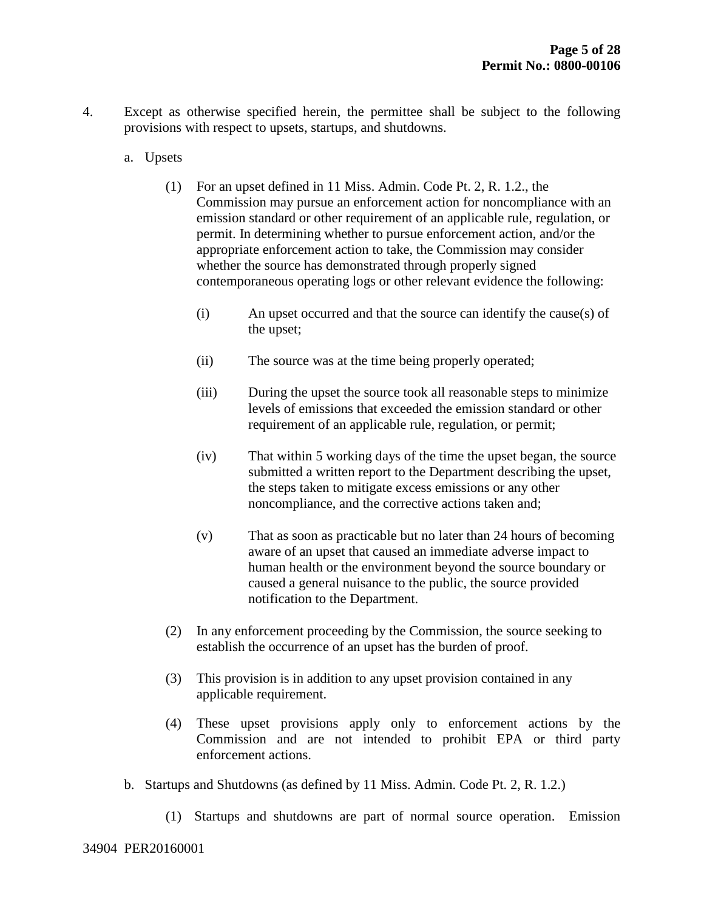4. Except as otherwise specified herein, the permittee shall be subject to the following provisions with respect to upsets, startups, and shutdowns.

   a. Upsets

      (1) For an upset defined in 11 Miss. Admin. Code Pt. 2, R. 1.2., the Commission may pursue an enforcement action for noncompliance with an emission standard or other requirement of an applicable rule, regulation, or permit. In determining whether to pursue enforcement action, and/or the appropriate enforcement action to take, the Commission may consider whether the source has demonstrated through properly signed contemporaneous operating logs or other relevant evidence the following:

         (i) An upset occurred and that the source can identify the cause(s) of the upset;

         (ii) The source was at the time being properly operated;

         (iii) During the upset the source took all reasonable steps to minimize levels of emissions that exceeded the emission standard or other requirement of an applicable rule, regulation, or permit;

         (iv) That within 5 working days of the time the upset began, the source submitted a written report to the Department describing the upset, the steps taken to mitigate excess emissions or any other noncompliance, and the corrective actions taken and;

         (v) That as soon as practicable but no later than 24 hours of becoming aware of an upset that caused an immediate adverse impact to human health or the environment beyond the source boundary or caused a general nuisance to the public, the source provided notification to the Department.

      (2) In any enforcement proceeding by the Commission, the source seeking to establish the occurrence of an upset has the burden of proof.

      (3) This provision is in addition to any upset provision contained in any applicable requirement.

      (4) These upset provisions apply only to enforcement actions by the Commission and are not intended to prohibit EPA or third party enforcement actions.

   b. Startups and Shutdowns (as defined by 11 Miss. Admin. Code Pt. 2, R. 1.2.)

      (1) Startups and shutdowns are part of normal source operation. Emission

34904 PER20160001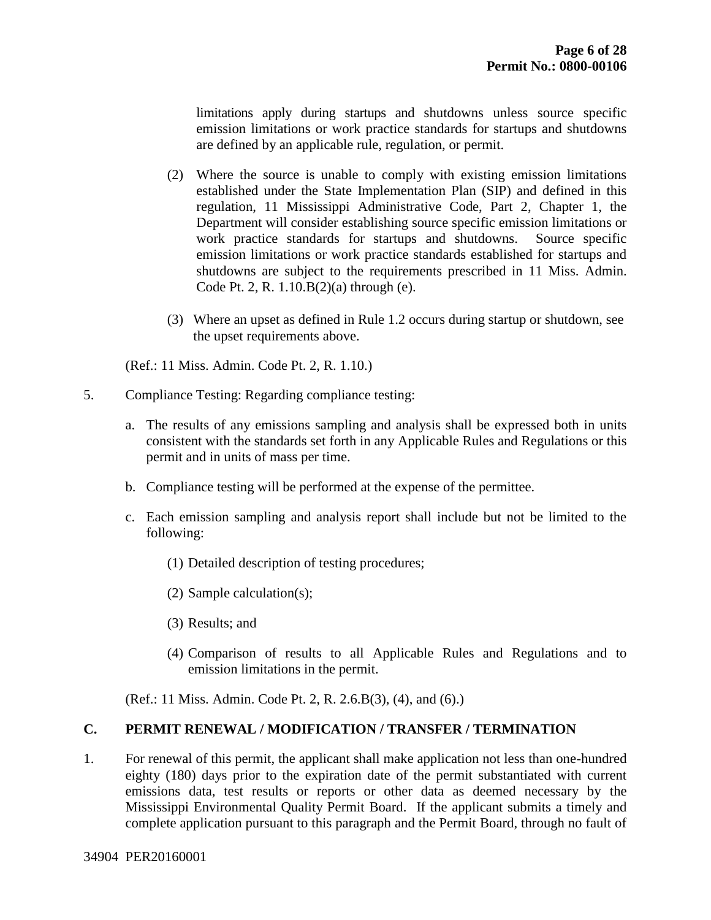limitations apply during startups and shutdowns unless source specific emission limitations or work practice standards for startups and shutdowns are defined by an applicable rule, regulation, or permit.

(2) Where the source is unable to comply with existing emission limitations established under the State Implementation Plan (SIP) and defined in this regulation, 11 Mississippi Administrative Code, Part 2, Chapter 1, the Department will consider establishing source specific emission limitations or work practice standards for startups and shutdowns. Source specific emission limitations or work practice standards established for startups and shutdowns are subject to the requirements prescribed in 11 Miss. Admin. Code Pt. 2, R. 1.10.B(2)(a) through (e).

(3) Where an upset as defined in Rule 1.2 occurs during startup or shutdown, see the upset requirements above.

(Ref.: 11 Miss. Admin. Code Pt. 2, R. 1.10.)

5. Compliance Testing: Regarding compliance testing:

   a. The results of any emissions sampling and analysis shall be expressed both in units consistent with the standards set forth in any Applicable Rules and Regulations or this permit and in units of mass per time.

   b. Compliance testing will be performed at the expense of the permittee.

   c. Each emission sampling and analysis report shall include but not be limited to the following:

      (1) Detailed description of testing procedures;

      (2) Sample calculation(s);

      (3) Results; and

      (4) Comparison of results to all Applicable Rules and Regulations and to emission limitations in the permit.

(Ref.: 11 Miss. Admin. Code Pt. 2, R. 2.6.B(3), (4), and (6).)

## C. PERMIT RENEWAL / MODIFICATION / TRANSFER / TERMINATION

1. For renewal of this permit, the applicant shall make application not less than one-hundred eighty (180) days prior to the expiration date of the permit substantiated with current emissions data, test results or reports or other data as deemed necessary by the Mississippi Environmental Quality Permit Board. If the applicant submits a timely and complete application pursuant to this paragraph and the Permit Board, through no fault of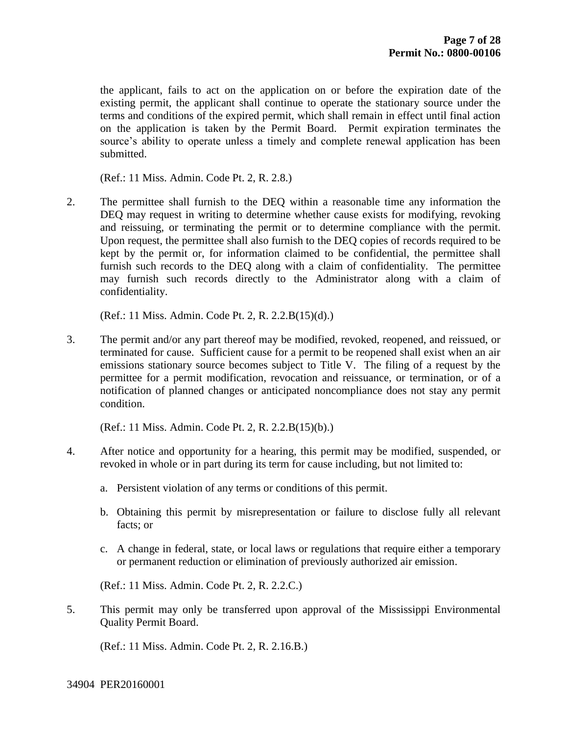the applicant, fails to act on the application on or before the expiration date of the existing permit, the applicant shall continue to operate the stationary source under the terms and conditions of the expired permit, which shall remain in effect until final action on the application is taken by the Permit Board. Permit expiration terminates the source's ability to operate unless a timely and complete renewal application has been submitted.

(Ref.: 11 Miss. Admin. Code Pt. 2, R. 2.8.)

2. The permittee shall furnish to the DEQ within a reasonable time any information the DEQ may request in writing to determine whether cause exists for modifying, revoking and reissuing, or terminating the permit or to determine compliance with the permit. Upon request, the permittee shall also furnish to the DEQ copies of records required to be kept by the permit or, for information claimed to be confidential, the permittee shall furnish such records to the DEQ along with a claim of confidentiality. The permittee may furnish such records directly to the Administrator along with a claim of confidentiality.

   (Ref.: 11 Miss. Admin. Code Pt. 2, R. 2.2.B(15)(d).)

3. The permit and/or any part thereof may be modified, revoked, reopened, and reissued, or terminated for cause. Sufficient cause for a permit to be reopened shall exist when an air emissions stationary source becomes subject to Title V. The filing of a request by the permittee for a permit modification, revocation and reissuance, or termination, or of a notification of planned changes or anticipated noncompliance does not stay any permit condition.

   (Ref.: 11 Miss. Admin. Code Pt. 2, R. 2.2.B(15)(b).)

4. After notice and opportunity for a hearing, this permit may be modified, suspended, or revoked in whole or in part during its term for cause including, but not limited to:

   a. Persistent violation of any terms or conditions of this permit.

   b. Obtaining this permit by misrepresentation or failure to disclose fully all relevant facts; or

   c. A change in federal, state, or local laws or regulations that require either a temporary or permanent reduction or elimination of previously authorized air emission.

   (Ref.: 11 Miss. Admin. Code Pt. 2, R. 2.2.C.)

5. This permit may only be transferred upon approval of the Mississippi Environmental Quality Permit Board.

   (Ref.: 11 Miss. Admin. Code Pt. 2, R. 2.16.B.)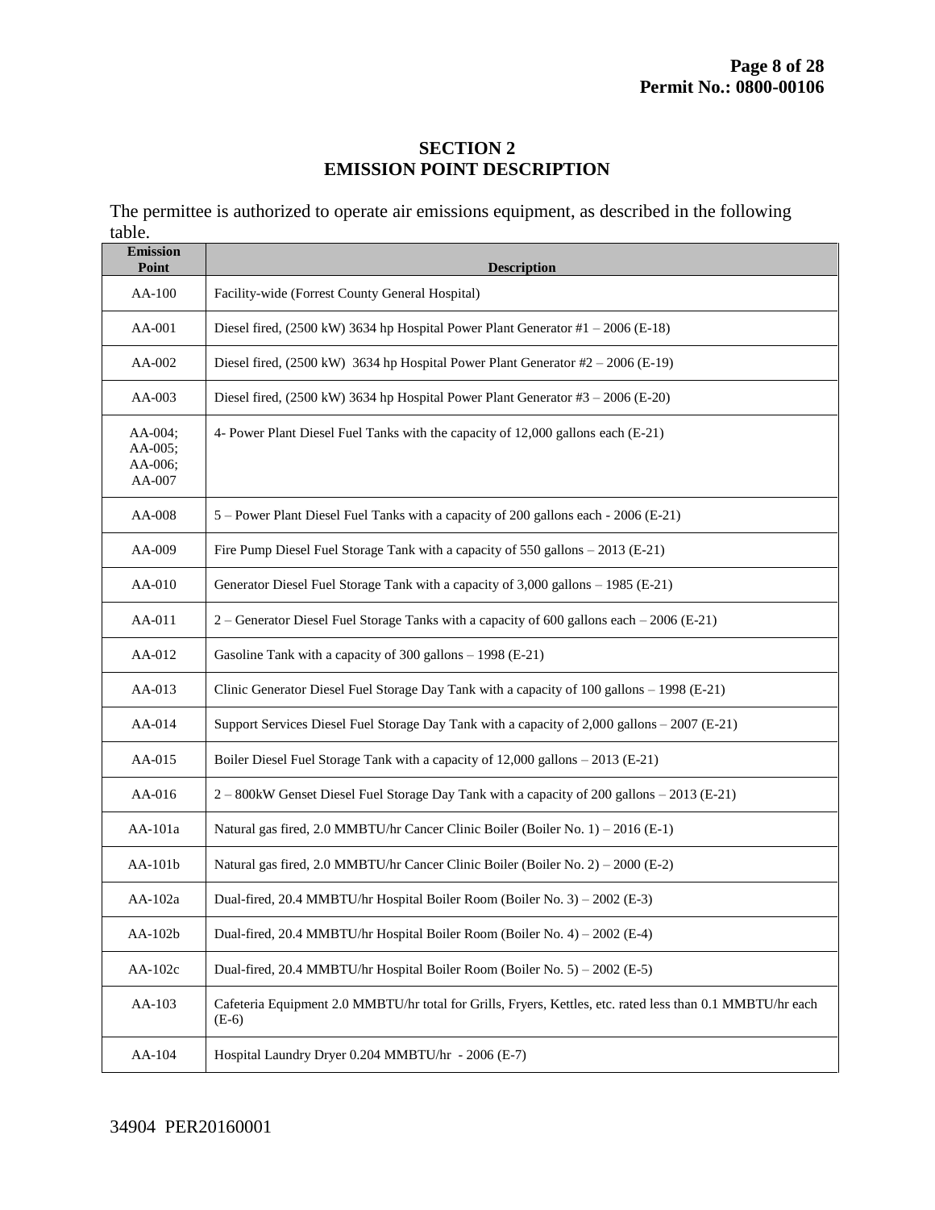## SECTION 2
## EMISSION POINT DESCRIPTION

The permittee is authorized to operate air emissions equipment, as described in the following table.

| Emission Point | Description |
|---|---|
| AA-100 | Facility-wide (Forrest County General Hospital) |
| AA-001 | Diesel fired, (2500 kW) 3634 hp Hospital Power Plant Generator #1 – 2006 (E-18) |
| AA-002 | Diesel fired, (2500 kW) 3634 hp Hospital Power Plant Generator #2 – 2006 (E-19) |
| AA-003 | Diesel fired, (2500 kW) 3634 hp Hospital Power Plant Generator #3 – 2006 (E-20) |
| AA-004; AA-005; AA-006; AA-007 | 4- Power Plant Diesel Fuel Tanks with the capacity of 12,000 gallons each (E-21) |
| AA-008 | 5 – Power Plant Diesel Fuel Tanks with a capacity of 200 gallons each - 2006 (E-21) |
| AA-009 | Fire Pump Diesel Fuel Storage Tank with a capacity of 550 gallons – 2013 (E-21) |
| AA-010 | Generator Diesel Fuel Storage Tank with a capacity of 3,000 gallons – 1985 (E-21) |
| AA-011 | 2 – Generator Diesel Fuel Storage Tanks with a capacity of 600 gallons each – 2006 (E-21) |
| AA-012 | Gasoline Tank with a capacity of 300 gallons – 1998 (E-21) |
| AA-013 | Clinic Generator Diesel Fuel Storage Day Tank with a capacity of 100 gallons – 1998 (E-21) |
| AA-014 | Support Services Diesel Fuel Storage Day Tank with a capacity of 2,000 gallons – 2007 (E-21) |
| AA-015 | Boiler Diesel Fuel Storage Tank with a capacity of 12,000 gallons – 2013 (E-21) |
| AA-016 | 2 – 800kW Genset Diesel Fuel Storage Day Tank with a capacity of 200 gallons – 2013 (E-21) |
| AA-101a | Natural gas fired, 2.0 MMBTU/hr Cancer Clinic Boiler (Boiler No. 1) – 2016 (E-1) |
| AA-101b | Natural gas fired, 2.0 MMBTU/hr Cancer Clinic Boiler (Boiler No. 2) – 2000 (E-2) |
| AA-102a | Dual-fired, 20.4 MMBTU/hr Hospital Boiler Room (Boiler No. 3) – 2002 (E-3) |
| AA-102b | Dual-fired, 20.4 MMBTU/hr Hospital Boiler Room (Boiler No. 4) – 2002 (E-4) |
| AA-102c | Dual-fired, 20.4 MMBTU/hr Hospital Boiler Room (Boiler No. 5) – 2002 (E-5) |
| AA-103 | Cafeteria Equipment 2.0 MMBTU/hr total for Grills, Fryers, Kettles, etc. rated less than 0.1 MMBTU/hr each (E-6) |
| AA-104 | Hospital Laundry Dryer 0.204 MMBTU/hr - 2006 (E-7) |

34904 PER20160001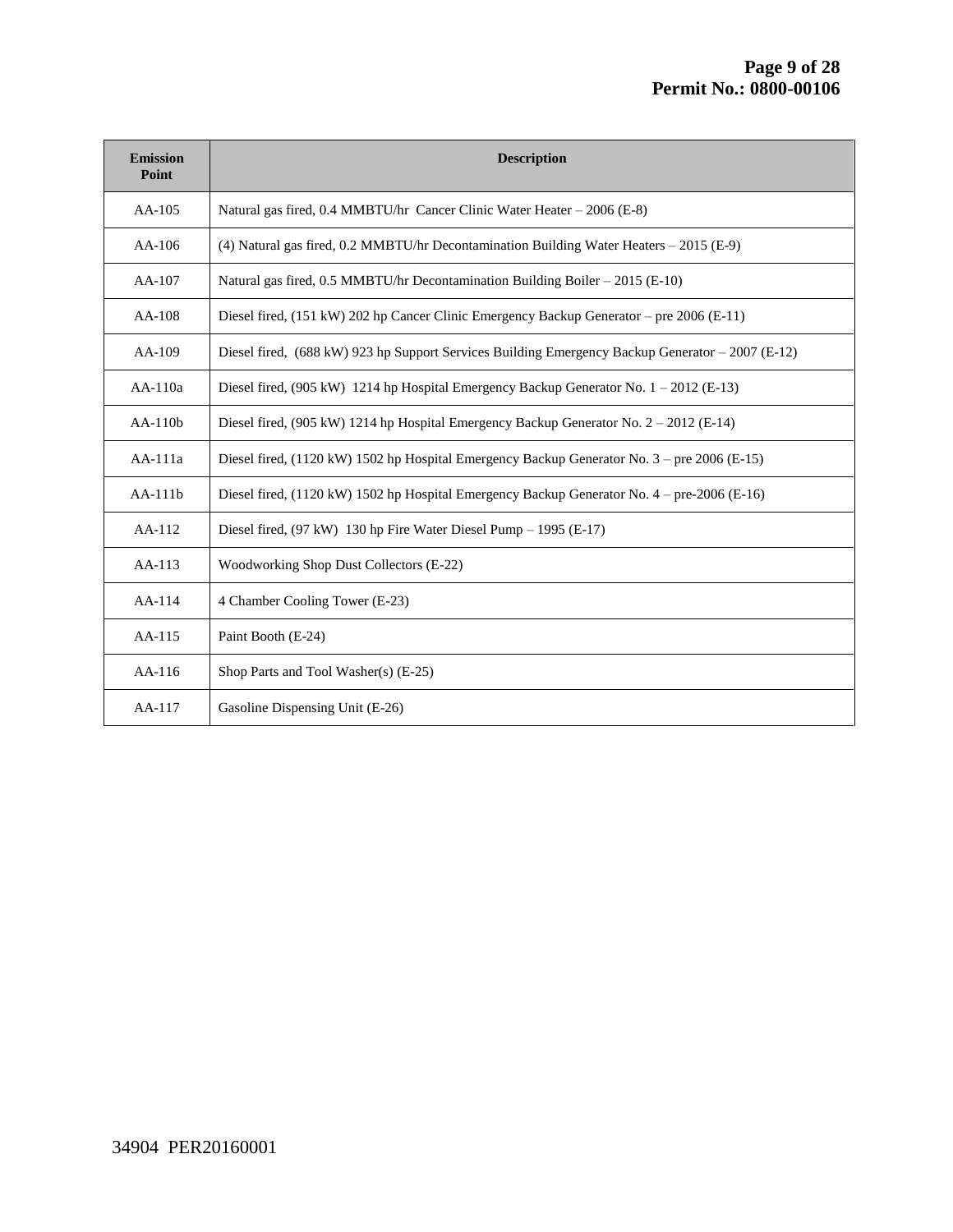| Emission Point | Description |
| --- | --- |
| AA-105 | Natural gas fired, 0.4 MMBTU/hr Cancer Clinic Water Heater – 2006 (E-8) |
| AA-106 | (4) Natural gas fired, 0.2 MMBTU/hr Decontamination Building Water Heaters – 2015 (E-9) |
| AA-107 | Natural gas fired, 0.5 MMBTU/hr Decontamination Building Boiler – 2015 (E-10) |
| AA-108 | Diesel fired, (151 kW) 202 hp Cancer Clinic Emergency Backup Generator – pre 2006 (E-11) |
| AA-109 | Diesel fired, (688 kW) 923 hp Support Services Building Emergency Backup Generator – 2007 (E-12) |
| AA-110a | Diesel fired, (905 kW) 1214 hp Hospital Emergency Backup Generator No. 1 – 2012 (E-13) |
| AA-110b | Diesel fired, (905 kW) 1214 hp Hospital Emergency Backup Generator No. 2 – 2012 (E-14) |
| AA-111a | Diesel fired, (1120 kW) 1502 hp Hospital Emergency Backup Generator No. 3 – pre 2006 (E-15) |
| AA-111b | Diesel fired, (1120 kW) 1502 hp Hospital Emergency Backup Generator No. 4 – pre-2006 (E-16) |
| AA-112 | Diesel fired, (97 kW) 130 hp Fire Water Diesel Pump – 1995 (E-17) |
| AA-113 | Woodworking Shop Dust Collectors (E-22) |
| AA-114 | 4 Chamber Cooling Tower (E-23) |
| AA-115 | Paint Booth (E-24) |
| AA-116 | Shop Parts and Tool Washer(s) (E-25) |
| AA-117 | Gasoline Dispensing Unit (E-26) |

34904 PER20160001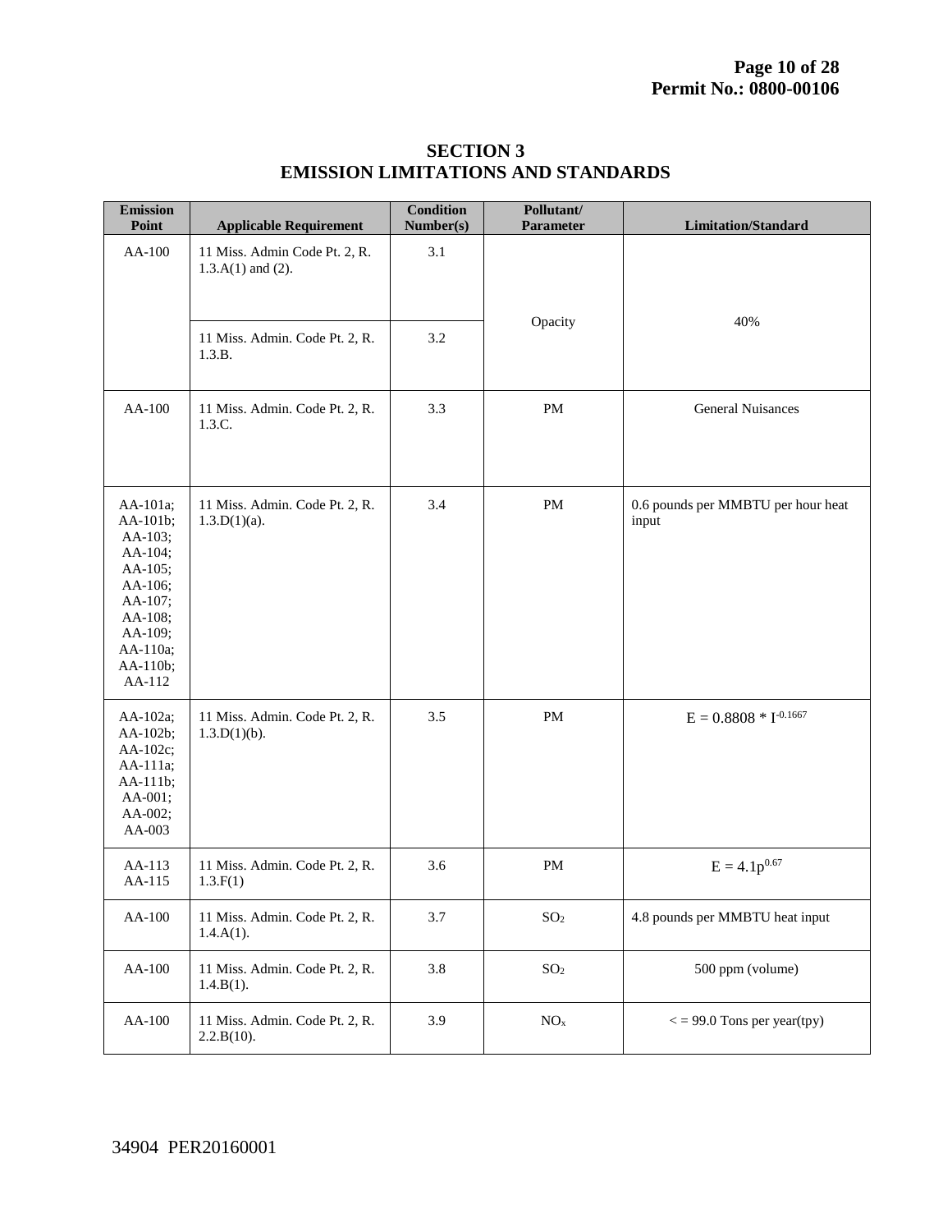# SECTION 3
# EMISSION LIMITATIONS AND STANDARDS

| Emission Point | Applicable Requirement | Condition Number(s) | Pollutant/ Parameter | Limitation/Standard |
|---|---|---|---|---|
| AA-100 | 11 Miss. Admin Code Pt. 2, R. 1.3.A(1) and (2). | 3.1 | Opacity | 40% |
| | 11 Miss. Admin. Code Pt. 2, R. 1.3.B. | 3.2 | | |
| AA-100 | 11 Miss. Admin. Code Pt. 2, R. 1.3.C. | 3.3 | PM | General Nuisances |
| AA-101a; AA-101b; AA-103; AA-104; AA-105; AA-106; AA-107; AA-108; AA-109; AA-110a; AA-110b; AA-112 | 11 Miss. Admin. Code Pt. 2, R. 1.3.D(1)(a). | 3.4 | PM | 0.6 pounds per MMBTU per hour heat input |
| AA-102a; AA-102b; AA-102c; AA-111a; AA-111b; AA-001; AA-002; AA-003 | 11 Miss. Admin. Code Pt. 2, R. 1.3.D(1)(b). | 3.5 | PM | $E = 0.8808 * I^{-0.1667}$ |
| AA-113 AA-115 | 11 Miss. Admin. Code Pt. 2, R. 1.3.F(1) | 3.6 | PM | $E = 4.1p^{0.67}$ |
| AA-100 | 11 Miss. Admin. Code Pt. 2, R. 1.4.A(1). | 3.7 | $SO_2$ | 4.8 pounds per MMBTU heat input |
| AA-100 | 11 Miss. Admin. Code Pt. 2, R. 1.4.B(1). | 3.8 | $SO_2$ | 500 ppm (volume) |
| AA-100 | 11 Miss. Admin. Code Pt. 2, R. 2.2.B(10). | 3.9 | $NO_x$ | < = 99.0 Tons per year(tpy) |

34904 PER20160001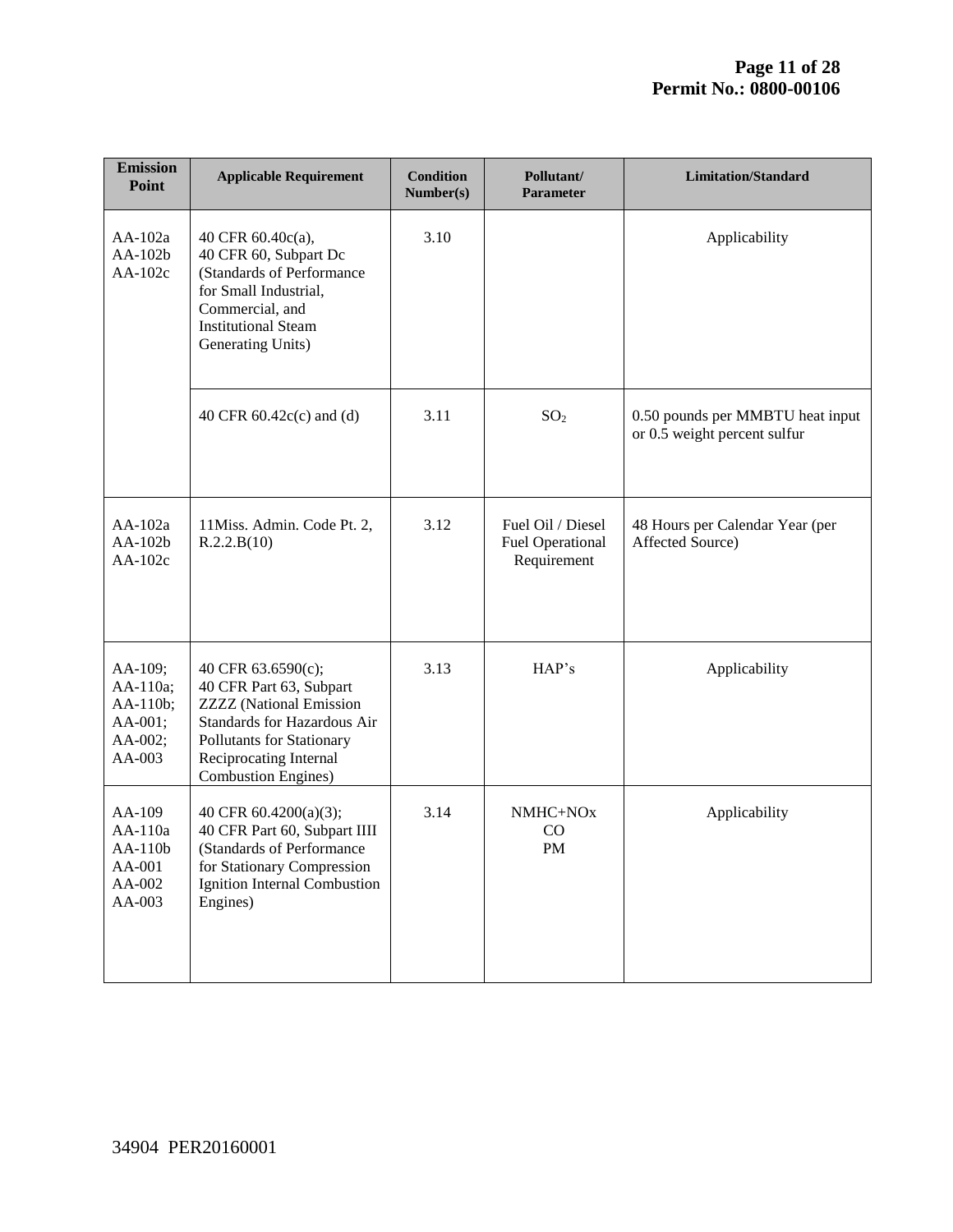| Emission Point | Applicable Requirement | Condition Number(s) | Pollutant/ Parameter | Limitation/Standard |
|---|---|---|---|---|
| AA-102a AA-102b AA-102c | 40 CFR 60.40c(a), 40 CFR 60, Subpart Dc (Standards of Performance for Small Industrial, Commercial, and Institutional Steam Generating Units) | 3.10 | | Applicability |
| | 40 CFR 60.42c(c) and (d) | 3.11 | $SO_2$ | 0.50 pounds per MMBTU heat input or 0.5 weight percent sulfur |
| AA-102a AA-102b AA-102c | 11Miss. Admin. Code Pt. 2, R.2.2.B(10) | 3.12 | Fuel Oil / Diesel Fuel Operational Requirement | 48 Hours per Calendar Year (per Affected Source) |
| AA-109; AA-110a; AA-110b; AA-001; AA-002; AA-003 | 40 CFR 63.6590(c); 40 CFR Part 63, Subpart ZZZZ (National Emission Standards for Hazardous Air Pollutants for Stationary Reciprocating Internal Combustion Engines) | 3.13 | HAP's | Applicability |
| AA-109 AA-110a AA-110b AA-001 AA-002 AA-003 | 40 CFR 60.4200(a)(3); 40 CFR Part 60, Subpart IIII (Standards of Performance for Stationary Compression Ignition Internal Combustion Engines) | 3.14 | NMHC+NOx CO PM | Applicability |

34904 PER20160001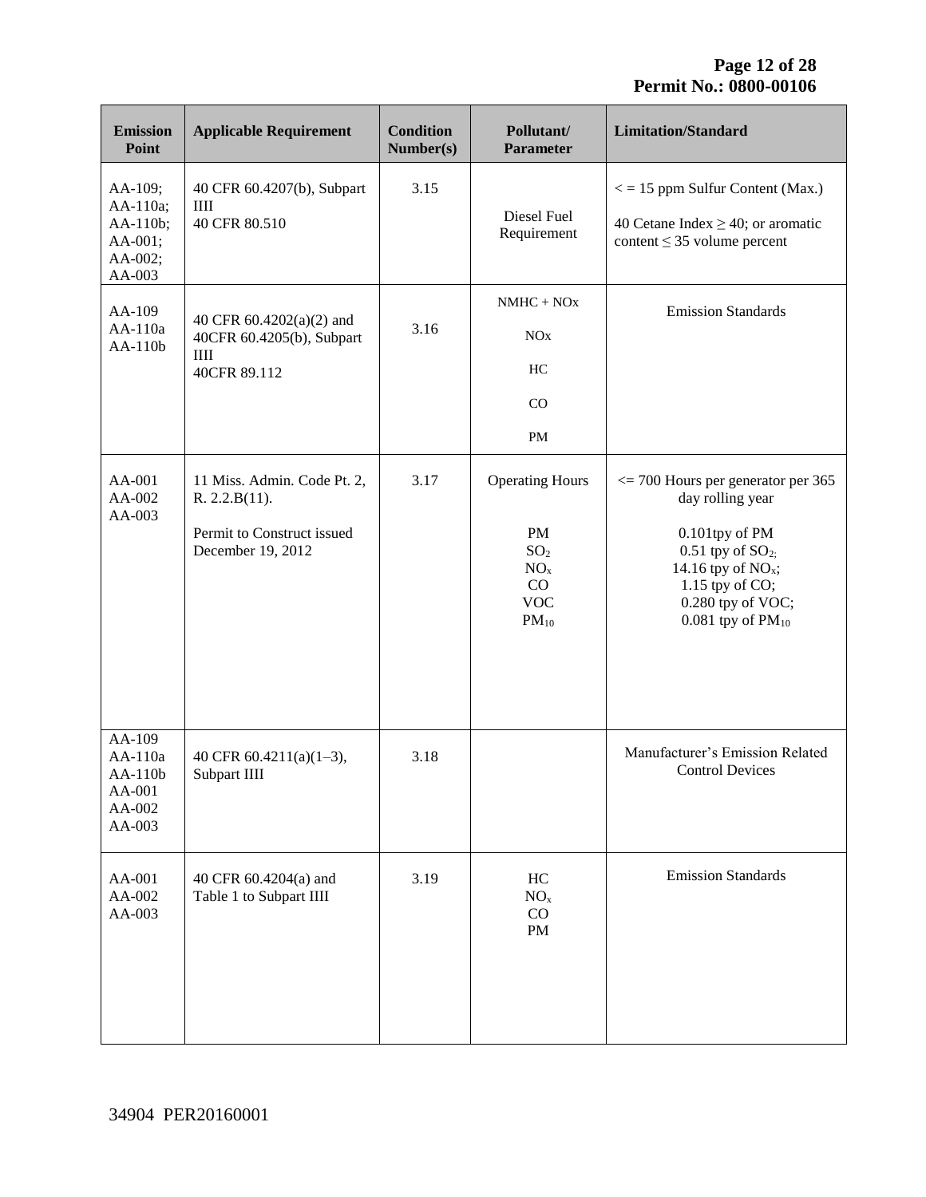| Emission Point | Applicable Requirement | Condition Number(s) | Pollutant/ Parameter | Limitation/Standard |
|---|---|---|---|---|
| AA-109; AA-110a; AA-110b; AA-001; AA-002; AA-003 | 40 CFR 60.4207(b), Subpart IIII<br>40 CFR 80.510 | 3.15 | Diesel Fuel Requirement | < = 15 ppm Sulfur Content (Max.)<br>40 Cetane Index ≥ 40; or aromatic content ≤ 35 volume percent |
| AA-109<br>AA-110a<br>AA-110b | 40 CFR 60.4202(a)(2) and 40CFR 60.4205(b), Subpart IIII<br>40CFR 89.112 | 3.16 | NMHC + NOx<br>NOx<br>HC<br>CO<br>PM | Emission Standards |
| AA-001<br>AA-002<br>AA-003 | 11 Miss. Admin. Code Pt. 2, R. 2.2.B(11).<br>Permit to Construct issued December 19, 2012 | 3.17 | Operating Hours<br>PM<br>$SO_2$<br>$NO_x$<br>CO<br>VOC<br>$PM_{10}$ | <= 700 Hours per generator per 365 day rolling year<br>0.101tpy of PM<br>0.51 tpy of $SO_2$;<br>14.16 tpy of $NO_x$;<br>1.15 tpy of CO;<br>0.280 tpy of VOC;<br>0.081 tpy of $PM_{10}$ |
| AA-109<br>AA-110a<br>AA-110b<br>AA-001<br>AA-002<br>AA-003 | 40 CFR 60.4211(a)(1–3), Subpart IIII | 3.18 | | Manufacturer's Emission Related Control Devices |
| AA-001<br>AA-002<br>AA-003 | 40 CFR 60.4204(a) and Table 1 to Subpart IIII | 3.19 | HC<br>$NO_x$<br>CO<br>PM | Emission Standards |

34904 PER20160001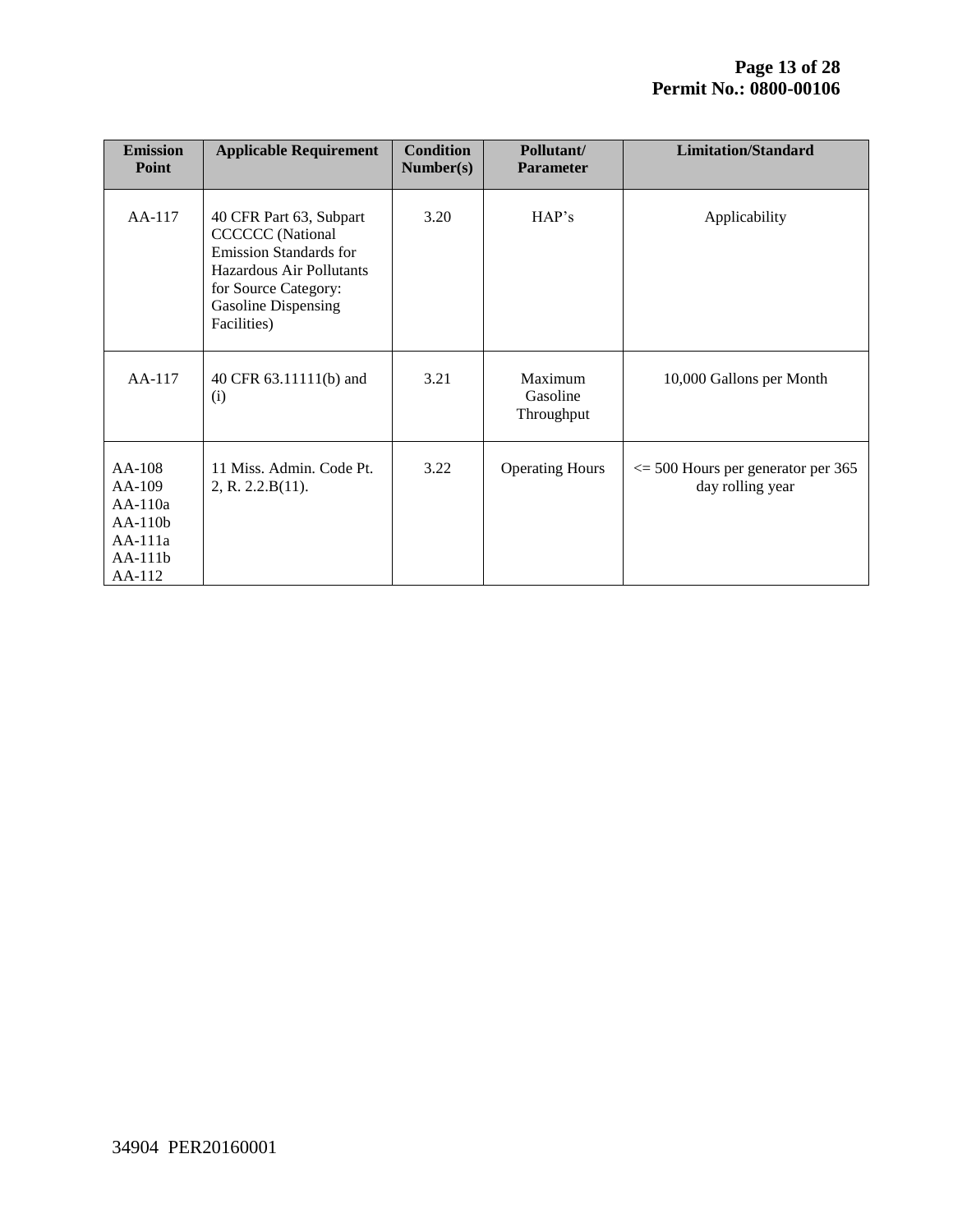| Emission Point | Applicable Requirement | Condition Number(s) | Pollutant/ Parameter | Limitation/Standard |
|---|---|---|---|---|
| AA-117 | 40 CFR Part 63, Subpart CCCCCC (National Emission Standards for Hazardous Air Pollutants for Source Category: Gasoline Dispensing Facilities) | 3.20 | HAP's | Applicability |
| AA-117 | 40 CFR 63.11111(b) and (i) | 3.21 | Maximum Gasoline Throughput | 10,000 Gallons per Month |
| AA-108<br>AA-109<br>AA-110a<br>AA-110b<br>AA-111a<br>AA-111b<br>AA-112 | 11 Miss. Admin. Code Pt. 2, R. 2.2.B(11). | 3.22 | Operating Hours | <= 500 Hours per generator per 365 day rolling year |

34904 PER20160001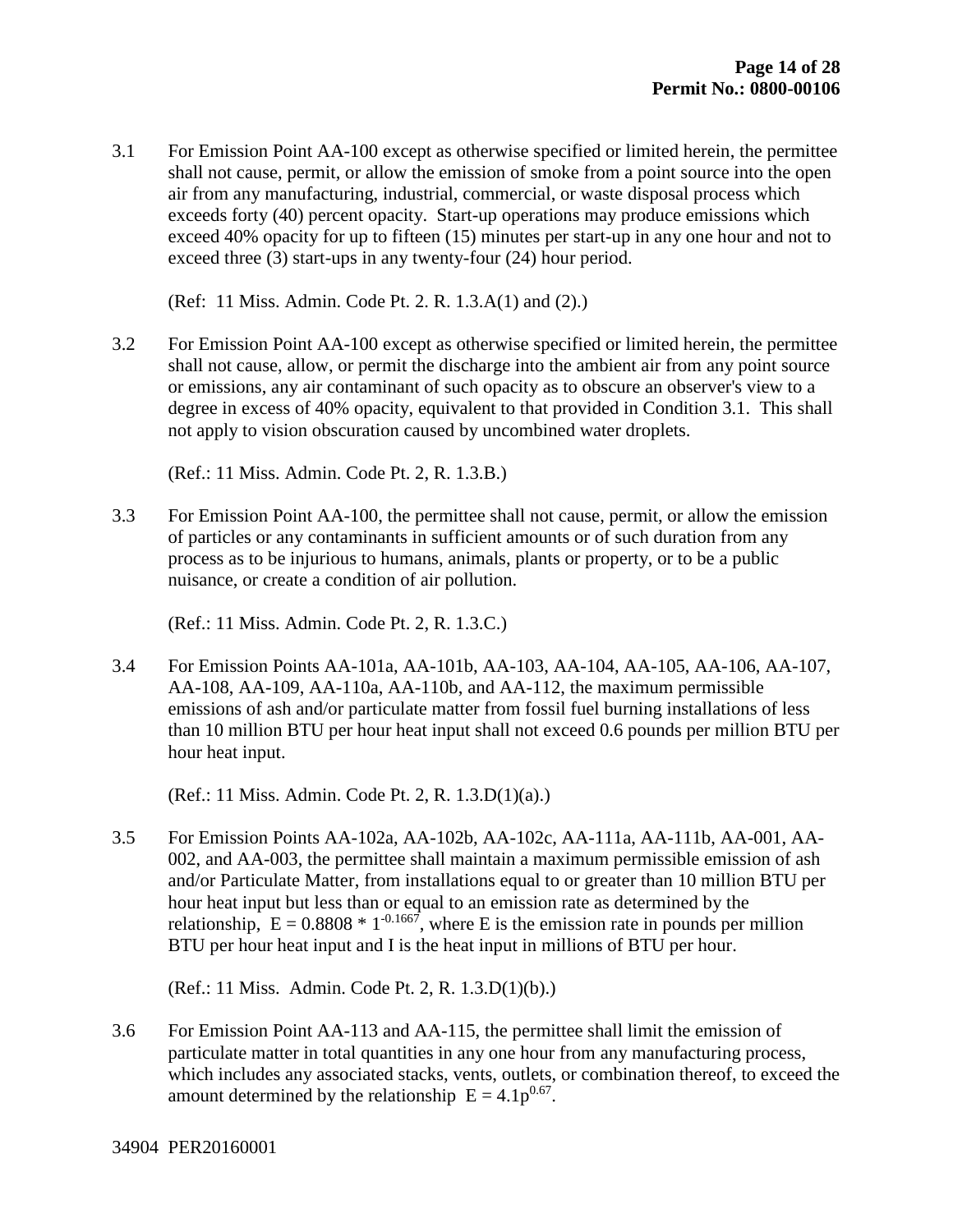3.1 For Emission Point AA-100 except as otherwise specified or limited herein, the permittee shall not cause, permit, or allow the emission of smoke from a point source into the open air from any manufacturing, industrial, commercial, or waste disposal process which exceeds forty (40) percent opacity. Start-up operations may produce emissions which exceed 40% opacity for up to fifteen (15) minutes per start-up in any one hour and not to exceed three (3) start-ups in any twenty-four (24) hour period.

(Ref: 11 Miss. Admin. Code Pt. 2. R. 1.3.A(1) and (2).)

3.2 For Emission Point AA-100 except as otherwise specified or limited herein, the permittee shall not cause, allow, or permit the discharge into the ambient air from any point source or emissions, any air contaminant of such opacity as to obscure an observer's view to a degree in excess of 40% opacity, equivalent to that provided in Condition 3.1. This shall not apply to vision obscuration caused by uncombined water droplets.

(Ref.: 11 Miss. Admin. Code Pt. 2, R. 1.3.B.)

3.3 For Emission Point AA-100, the permittee shall not cause, permit, or allow the emission of particles or any contaminants in sufficient amounts or of such duration from any process as to be injurious to humans, animals, plants or property, or to be a public nuisance, or create a condition of air pollution.

(Ref.: 11 Miss. Admin. Code Pt. 2, R. 1.3.C.)

3.4 For Emission Points AA-101a, AA-101b, AA-103, AA-104, AA-105, AA-106, AA-107, AA-108, AA-109, AA-110a, AA-110b, and AA-112, the maximum permissible emissions of ash and/or particulate matter from fossil fuel burning installations of less than 10 million BTU per hour heat input shall not exceed 0.6 pounds per million BTU per hour heat input.

(Ref.: 11 Miss. Admin. Code Pt. 2, R. 1.3.D(1)(a).)

3.5 For Emission Points AA-102a, AA-102b, AA-102c, AA-111a, AA-111b, AA-001, AA-002, and AA-003, the permittee shall maintain a maximum permissible emission of ash and/or Particulate Matter, from installations equal to or greater than 10 million BTU per hour heat input but less than or equal to an emission rate as determined by the relationship, $E = 0.8808 * 1^{-0.1667}$, where E is the emission rate in pounds per million BTU per hour heat input and I is the heat input in millions of BTU per hour.

(Ref.: 11 Miss. Admin. Code Pt. 2, R. 1.3.D(1)(b).)

3.6 For Emission Point AA-113 and AA-115, the permittee shall limit the emission of particulate matter in total quantities in any one hour from any manufacturing process, which includes any associated stacks, vents, outlets, or combination thereof, to exceed the amount determined by the relationship $E = 4.1p^{0.67}$.

34904 PER20160001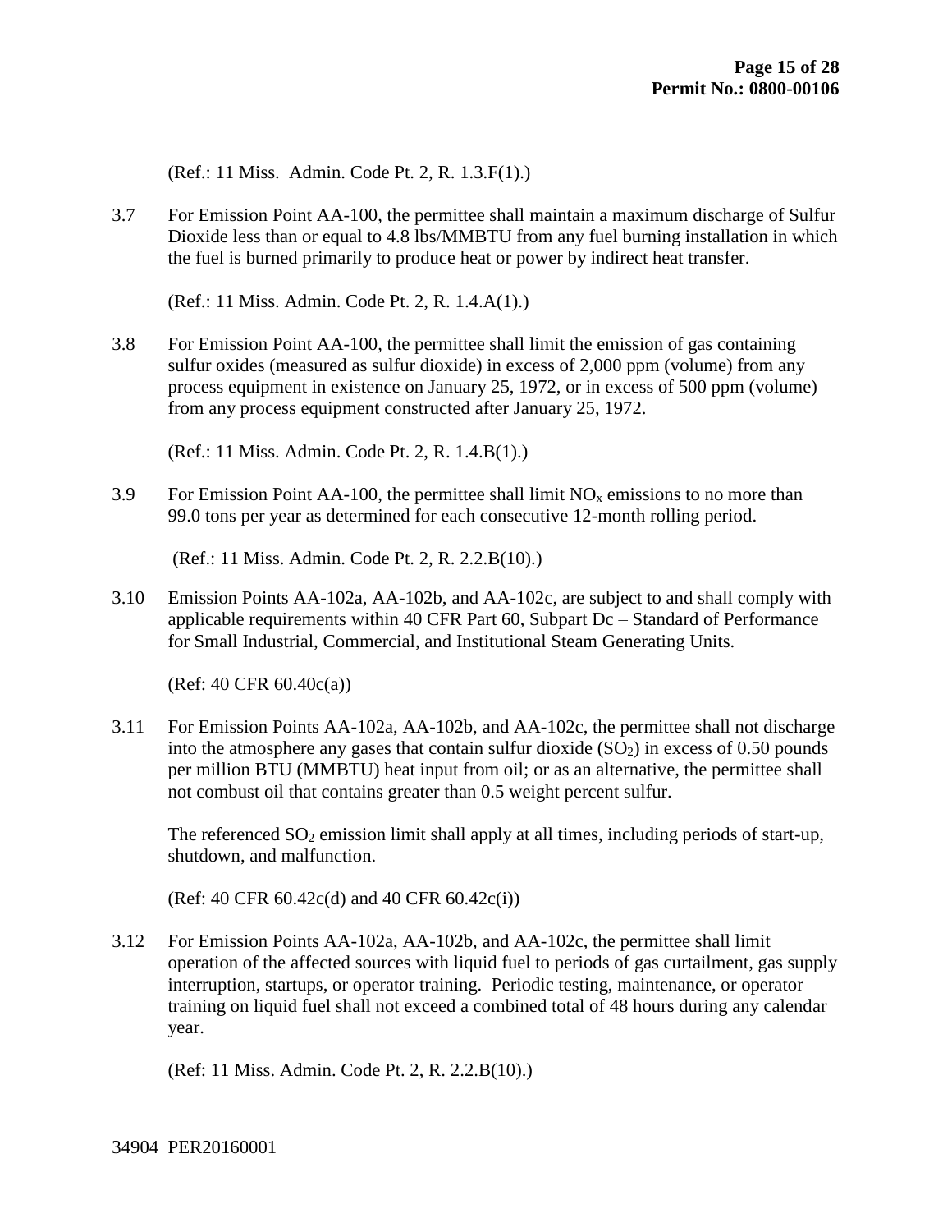(Ref.: 11 Miss. Admin. Code Pt. 2, R. 1.3.F(1).)

3.7 For Emission Point AA-100, the permittee shall maintain a maximum discharge of Sulfur Dioxide less than or equal to 4.8 lbs/MMBTU from any fuel burning installation in which the fuel is burned primarily to produce heat or power by indirect heat transfer.

(Ref.: 11 Miss. Admin. Code Pt. 2, R. 1.4.A(1).)

3.8 For Emission Point AA-100, the permittee shall limit the emission of gas containing sulfur oxides (measured as sulfur dioxide) in excess of 2,000 ppm (volume) from any process equipment in existence on January 25, 1972, or in excess of 500 ppm (volume) from any process equipment constructed after January 25, 1972.

(Ref.: 11 Miss. Admin. Code Pt. 2, R. 1.4.B(1).)

3.9 For Emission Point AA-100, the permittee shall limit $NO_x$ emissions to no more than 99.0 tons per year as determined for each consecutive 12-month rolling period.

(Ref.: 11 Miss. Admin. Code Pt. 2, R. 2.2.B(10).)

3.10 Emission Points AA-102a, AA-102b, and AA-102c, are subject to and shall comply with applicable requirements within 40 CFR Part 60, Subpart Dc – Standard of Performance for Small Industrial, Commercial, and Institutional Steam Generating Units.

(Ref: 40 CFR 60.40c(a))

3.11 For Emission Points AA-102a, AA-102b, and AA-102c, the permittee shall not discharge into the atmosphere any gases that contain sulfur dioxide ($SO_2$) in excess of 0.50 pounds per million BTU (MMBTU) heat input from oil; or as an alternative, the permittee shall not combust oil that contains greater than 0.5 weight percent sulfur.

The referenced $SO_2$ emission limit shall apply at all times, including periods of start-up, shutdown, and malfunction.

(Ref: 40 CFR 60.42c(d) and 40 CFR 60.42c(i))

3.12 For Emission Points AA-102a, AA-102b, and AA-102c, the permittee shall limit operation of the affected sources with liquid fuel to periods of gas curtailment, gas supply interruption, startups, or operator training. Periodic testing, maintenance, or operator training on liquid fuel shall not exceed a combined total of 48 hours during any calendar year.

(Ref: 11 Miss. Admin. Code Pt. 2, R. 2.2.B(10).)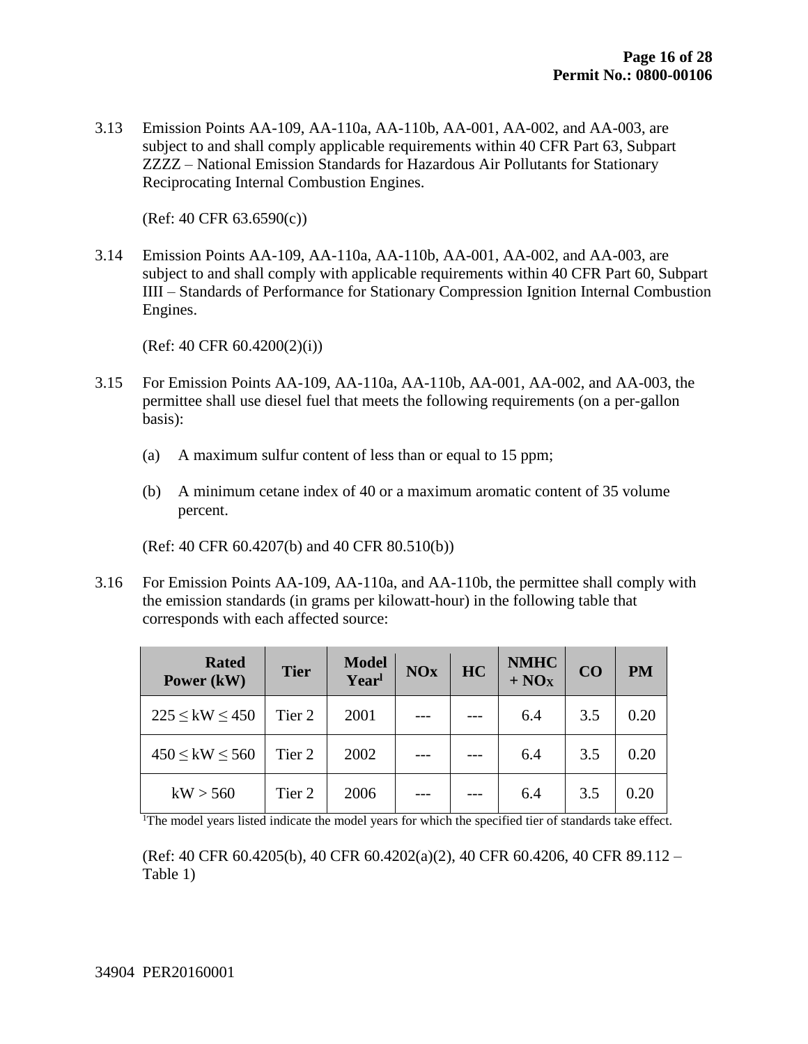3.13 Emission Points AA-109, AA-110a, AA-110b, AA-001, AA-002, and AA-003, are subject to and shall comply applicable requirements within 40 CFR Part 63, Subpart ZZZZ – National Emission Standards for Hazardous Air Pollutants for Stationary Reciprocating Internal Combustion Engines.

(Ref: 40 CFR 63.6590(c))

3.14 Emission Points AA-109, AA-110a, AA-110b, AA-001, AA-002, and AA-003, are subject to and shall comply with applicable requirements within 40 CFR Part 60, Subpart IIII – Standards of Performance for Stationary Compression Ignition Internal Combustion Engines.

(Ref: 40 CFR 60.4200(2)(i))

3.15 For Emission Points AA-109, AA-110a, AA-110b, AA-001, AA-002, and AA-003, the permittee shall use diesel fuel that meets the following requirements (on a per-gallon basis):

(a) A maximum sulfur content of less than or equal to 15 ppm;

(b) A minimum cetane index of 40 or a maximum aromatic content of 35 volume percent.

(Ref: 40 CFR 60.4207(b) and 40 CFR 80.510(b))

3.16 For Emission Points AA-109, AA-110a, and AA-110b, the permittee shall comply with the emission standards (in grams per kilowatt-hour) in the following table that corresponds with each affected source:

| Rated Power (kW) | Tier | Model Year[1] | NOx | HC | NMHC + $NO_X$ | CO | PM |
|---|---|---|---|---|---|---|---|
| $225 \leq kW \leq 450$ | Tier 2 | 2001 | --- | --- | 6.4 | 3.5 | 0.20 |
| $450 \leq kW \leq 560$ | Tier 2 | 2002 | --- | --- | 6.4 | 3.5 | 0.20 |
| $kW > 560$ | Tier 2 | 2006 | --- | --- | 6.4 | 3.5 | 0.20 |

[1]The model years listed indicate the model years for which the specified tier of standards take effect.

(Ref: 40 CFR 60.4205(b), 40 CFR 60.4202(a)(2), 40 CFR 60.4206, 40 CFR 89.112 – Table 1)

34904 PER20160001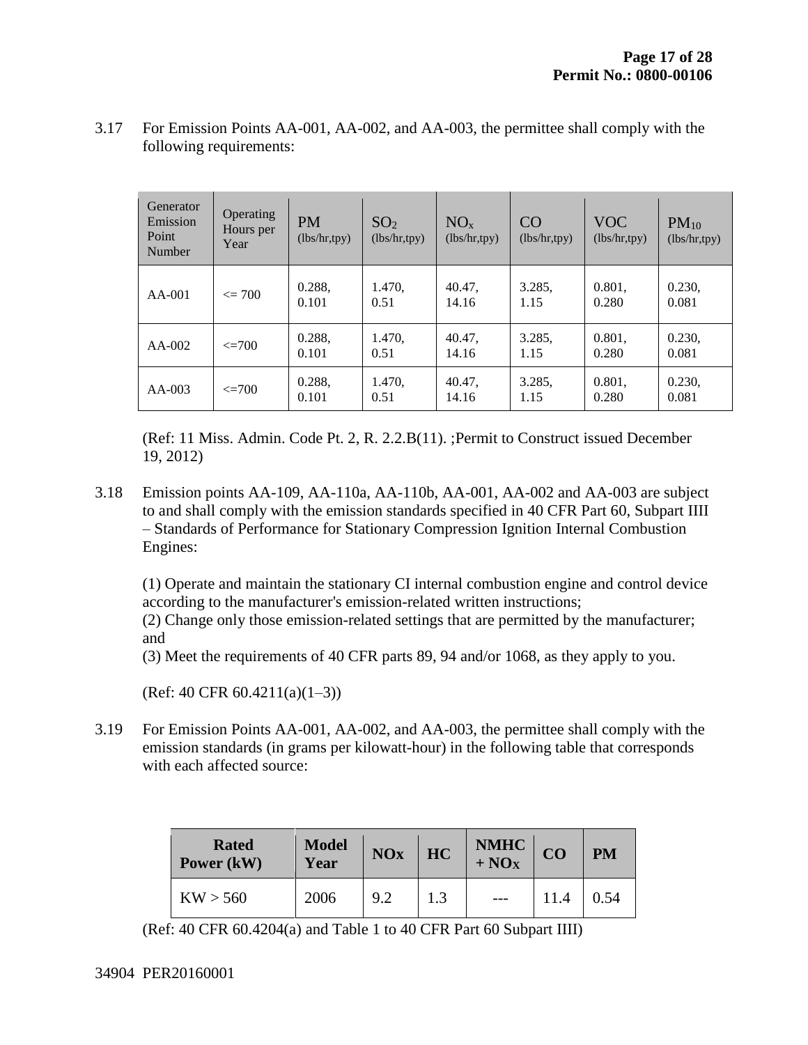3.17 For Emission Points AA-001, AA-002, and AA-003, the permittee shall comply with the following requirements:

| Generator Emission Point Number | Operating Hours per Year | PM (lbs/hr,tpy) | $SO_2$ (lbs/hr,tpy) | $NO_x$ (lbs/hr,tpy) | CO (lbs/hr,tpy) | VOC (lbs/hr,tpy) | $PM_{10}$ (lbs/hr,tpy) |
|---|---|---|---|---|---|---|---|
| AA-001 | <= 700 | 0.288, 0.101 | 1.470, 0.51 | 40.47, 14.16 | 3.285, 1.15 | 0.801, 0.280 | 0.230, 0.081 |
| AA-002 | <=700 | 0.288, 0.101 | 1.470, 0.51 | 40.47, 14.16 | 3.285, 1.15 | 0.801, 0.280 | 0.230, 0.081 |
| AA-003 | <=700 | 0.288, 0.101 | 1.470, 0.51 | 40.47, 14.16 | 3.285, 1.15 | 0.801, 0.280 | 0.230, 0.081 |

(Ref: 11 Miss. Admin. Code Pt. 2, R. 2.2.B(11). ;Permit to Construct issued December 19, 2012)

3.18 Emission points AA-109, AA-110a, AA-110b, AA-001, AA-002 and AA-003 are subject to and shall comply with the emission standards specified in 40 CFR Part 60, Subpart IIII – Standards of Performance for Stationary Compression Ignition Internal Combustion Engines:

(1) Operate and maintain the stationary CI internal combustion engine and control device according to the manufacturer's emission-related written instructions;
(2) Change only those emission-related settings that are permitted by the manufacturer; and
(3) Meet the requirements of 40 CFR parts 89, 94 and/or 1068, as they apply to you.

(Ref: 40 CFR 60.4211(a)(1–3))

3.19 For Emission Points AA-001, AA-002, and AA-003, the permittee shall comply with the emission standards (in grams per kilowatt-hour) in the following table that corresponds with each affected source:

| **Rated Power (kW)** | **Model Year** | **NOx** | **HC** | **NMHC + $NO_X$** | **CO** | **PM** |
|---|---|---|---|---|---|---|
| KW > 560 | 2006 | 9.2 | 1.3 | --- | 11.4 | 0.54 |

(Ref: 40 CFR 60.4204(a) and Table 1 to 40 CFR Part 60 Subpart IIII)

34904 PER20160001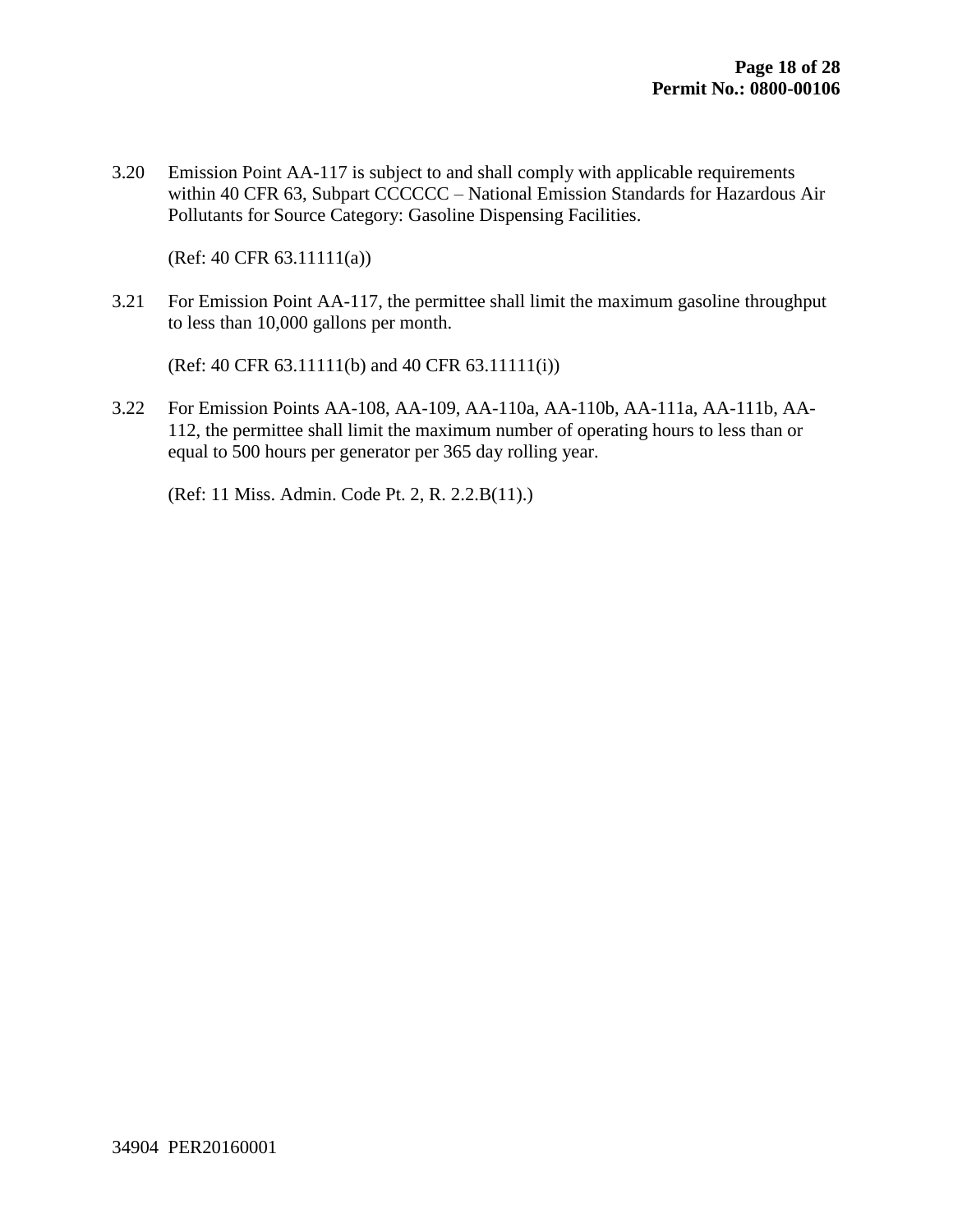3.20 Emission Point AA-117 is subject to and shall comply with applicable requirements within 40 CFR 63, Subpart CCCCCC – National Emission Standards for Hazardous Air Pollutants for Source Category: Gasoline Dispensing Facilities.

(Ref: 40 CFR 63.11111(a))

3.21 For Emission Point AA-117, the permittee shall limit the maximum gasoline throughput to less than 10,000 gallons per month.

(Ref: 40 CFR 63.11111(b) and 40 CFR 63.11111(i))

3.22 For Emission Points AA-108, AA-109, AA-110a, AA-110b, AA-111a, AA-111b, AA-112, the permittee shall limit the maximum number of operating hours to less than or equal to 500 hours per generator per 365 day rolling year.

(Ref: 11 Miss. Admin. Code Pt. 2, R. 2.2.B(11).)

34904 PER20160001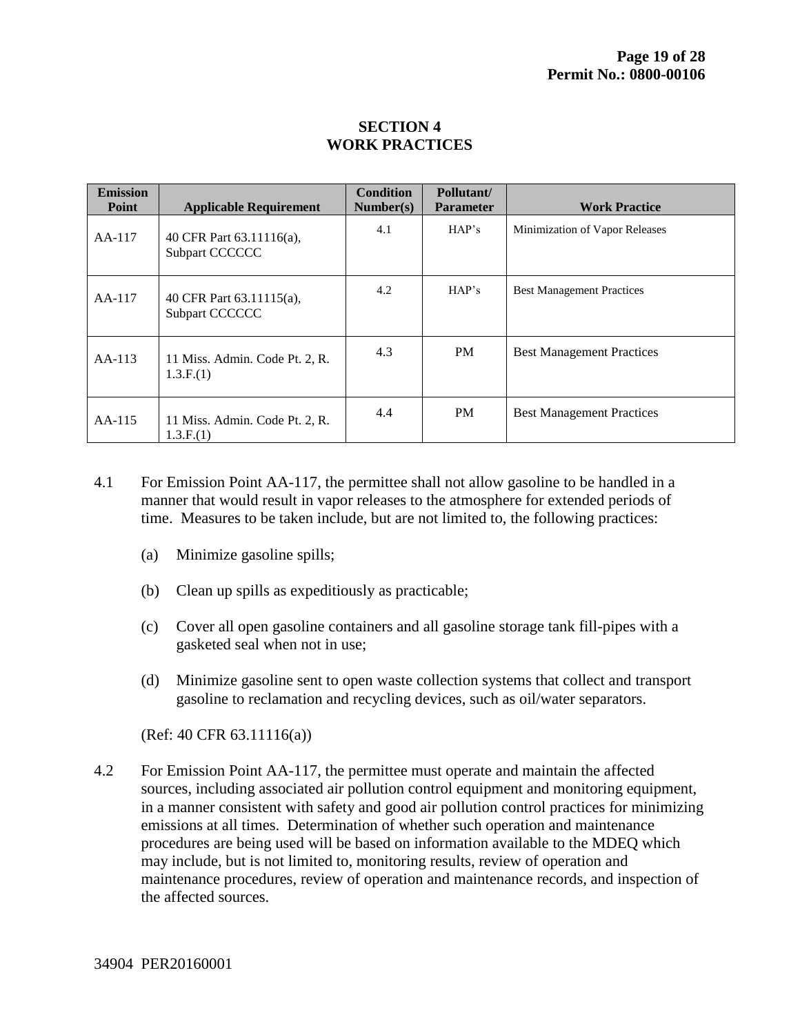## SECTION 4
## WORK PRACTICES

| Emission Point | Applicable Requirement | Condition Number(s) | Pollutant/ Parameter | Work Practice |
|---|---|---|---|---|
| AA-117 | 40 CFR Part 63.11116(a), Subpart CCCCCC | 4.1 | HAP's | Minimization of Vapor Releases |
| AA-117 | 40 CFR Part 63.11115(a), Subpart CCCCCC | 4.2 | HAP's | Best Management Practices |
| AA-113 | 11 Miss. Admin. Code Pt. 2, R. 1.3.F.(1) | 4.3 | PM | Best Management Practices |
| AA-115 | 11 Miss. Admin. Code Pt. 2, R. 1.3.F.(1) | 4.4 | PM | Best Management Practices |

4.1 For Emission Point AA-117, the permittee shall not allow gasoline to be handled in a manner that would result in vapor releases to the atmosphere for extended periods of time. Measures to be taken include, but are not limited to, the following practices:

(a) Minimize gasoline spills;

(b) Clean up spills as expeditiously as practicable;

(c) Cover all open gasoline containers and all gasoline storage tank fill-pipes with a gasketed seal when not in use;

(d) Minimize gasoline sent to open waste collection systems that collect and transport gasoline to reclamation and recycling devices, such as oil/water separators.

(Ref: 40 CFR 63.11116(a))

4.2 For Emission Point AA-117, the permittee must operate and maintain the affected sources, including associated air pollution control equipment and monitoring equipment, in a manner consistent with safety and good air pollution control practices for minimizing emissions at all times. Determination of whether such operation and maintenance procedures are being used will be based on information available to the MDEQ which may include, but is not limited to, monitoring results, review of operation and maintenance procedures, review of operation and maintenance records, and inspection of the affected sources.

34904 PER20160001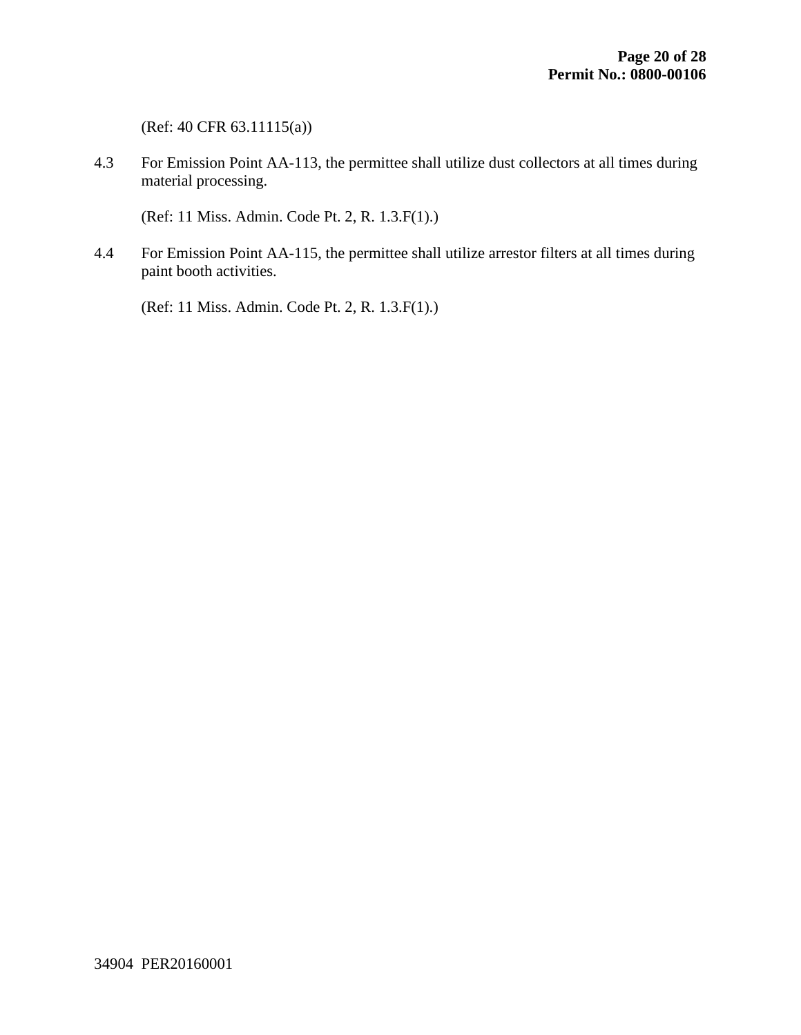(Ref: 40 CFR 63.11115(a))

4.3 For Emission Point AA-113, the permittee shall utilize dust collectors at all times during material processing.

(Ref: 11 Miss. Admin. Code Pt. 2, R. 1.3.F(1).)

4.4 For Emission Point AA-115, the permittee shall utilize arrestor filters at all times during paint booth activities.

(Ref: 11 Miss. Admin. Code Pt. 2, R. 1.3.F(1).)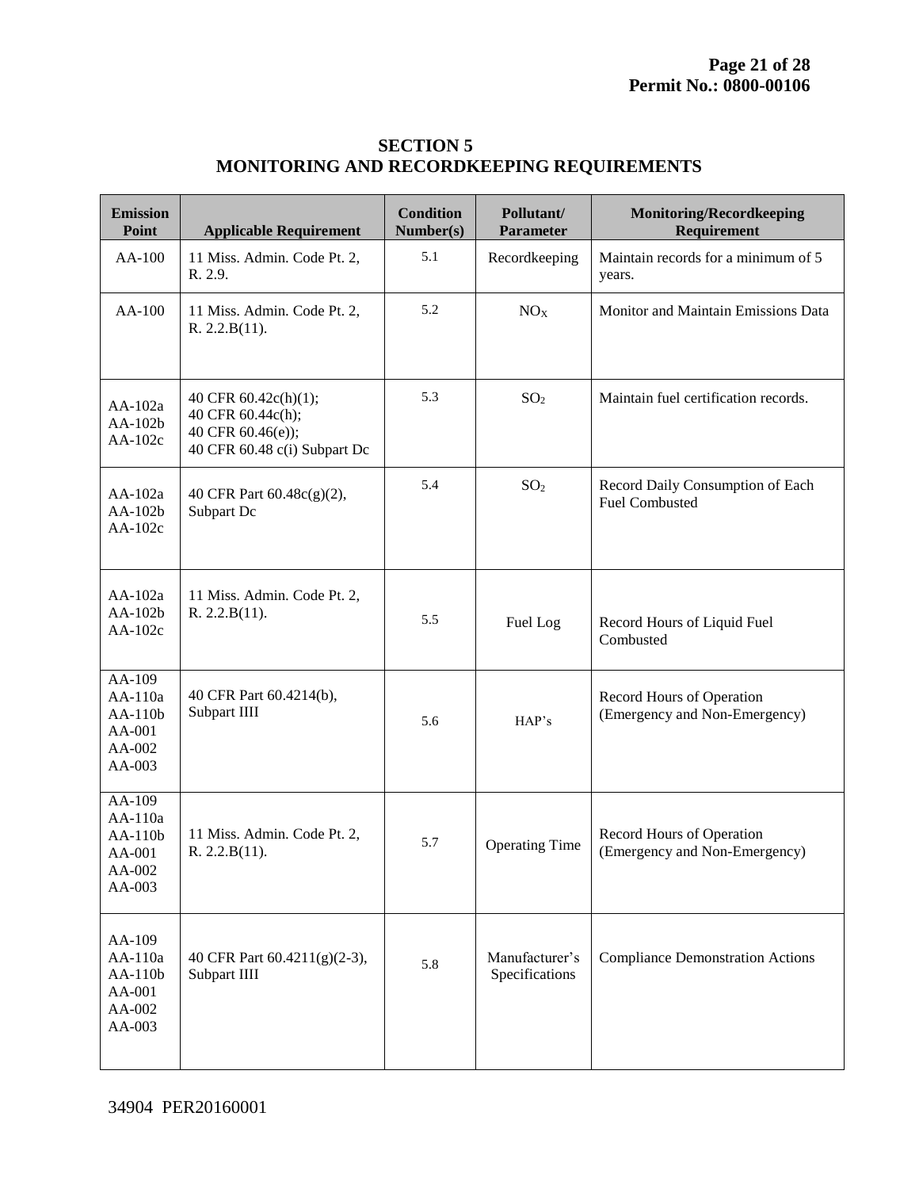## SECTION 5
## MONITORING AND RECORDKEEPING REQUIREMENTS

| Emission Point | Applicable Requirement | Condition Number(s) | Pollutant/ Parameter | Monitoring/Recordkeeping Requirement |
|---|---|---|---|---|
| AA-100 | 11 Miss. Admin. Code Pt. 2, R. 2.9. | 5.1 | Recordkeeping | Maintain records for a minimum of 5 years. |
| AA-100 | 11 Miss. Admin. Code Pt. 2, R. 2.2.B(11). | 5.2 | $NO_X$ | Monitor and Maintain Emissions Data |
| AA-102a AA-102b AA-102c | 40 CFR 60.42c(h)(1); 40 CFR 60.44c(h); 40 CFR 60.46(e)); 40 CFR 60.48 c(i) Subpart Dc | 5.3 | $SO_2$ | Maintain fuel certification records. |
| AA-102a AA-102b AA-102c | 40 CFR Part 60.48c(g)(2), Subpart Dc | 5.4 | $SO_2$ | Record Daily Consumption of Each Fuel Combusted |
| AA-102a AA-102b AA-102c | 11 Miss. Admin. Code Pt. 2, R. 2.2.B(11). | 5.5 | Fuel Log | Record Hours of Liquid Fuel Combusted |
| AA-109 AA-110a AA-110b AA-001 AA-002 AA-003 | 40 CFR Part 60.4214(b), Subpart IIII | 5.6 | HAP's | Record Hours of Operation (Emergency and Non-Emergency) |
| AA-109 AA-110a AA-110b AA-001 AA-002 AA-003 | 11 Miss. Admin. Code Pt. 2, R. 2.2.B(11). | 5.7 | Operating Time | Record Hours of Operation (Emergency and Non-Emergency) |
| AA-109 AA-110a AA-110b AA-001 AA-002 AA-003 | 40 CFR Part 60.4211(g)(2-3), Subpart IIII | 5.8 | Manufacturer's Specifications | Compliance Demonstration Actions |

34904 PER20160001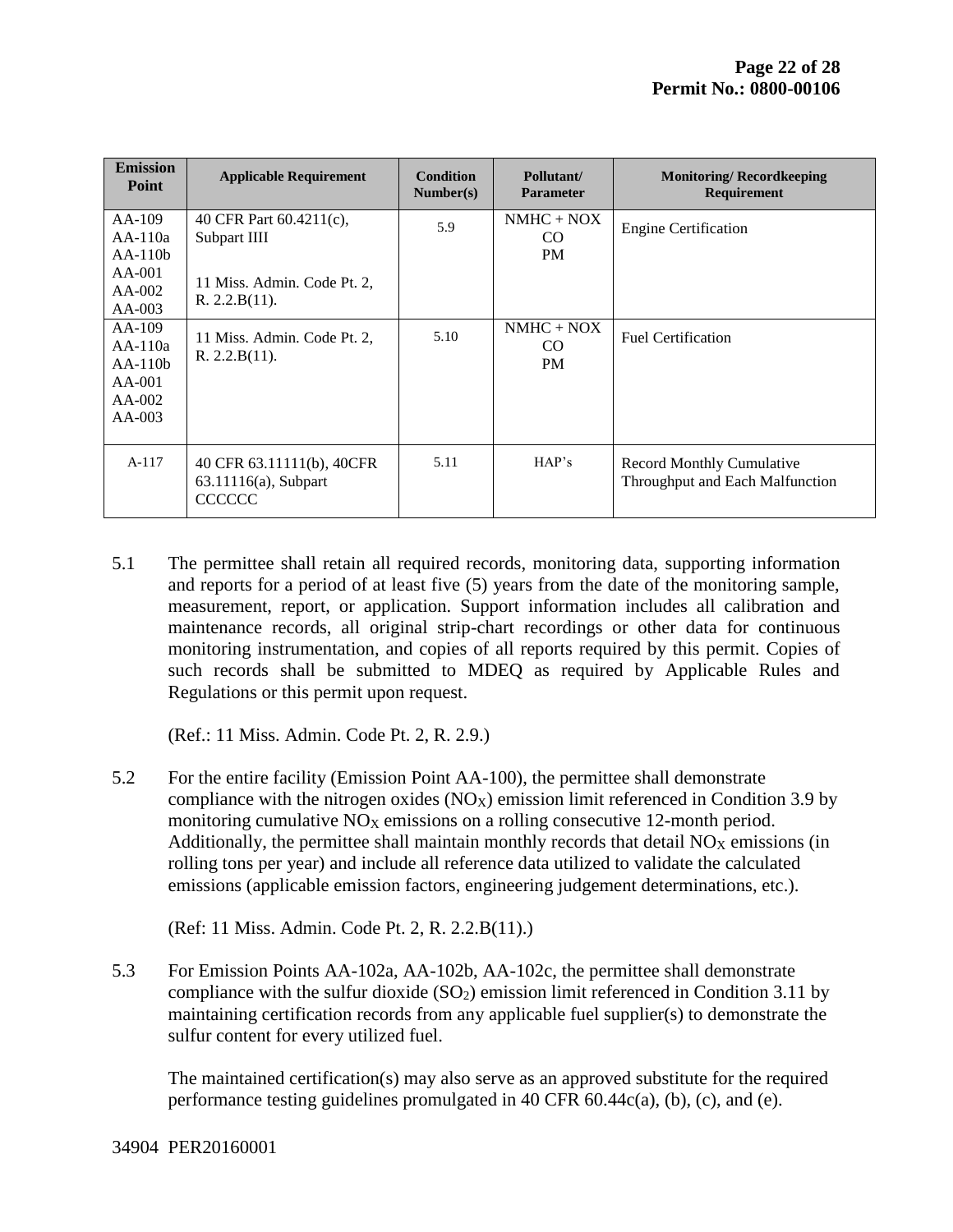| Emission Point | Applicable Requirement | Condition Number(s) | Pollutant/ Parameter | Monitoring/ Recordkeeping Requirement |
|---|---|---|---|---|
| AA-109<br>AA-110a<br>AA-110b<br>AA-001<br>AA-002<br>AA-003 | 40 CFR Part 60.4211(c), Subpart IIII<br><br>11 Miss. Admin. Code Pt. 2, R. 2.2.B(11). | 5.9 | NMHC + NOX<br>CO<br>PM | Engine Certification |
| AA-109<br>AA-110a<br>AA-110b<br>AA-001<br>AA-002<br>AA-003 | 11 Miss. Admin. Code Pt. 2, R. 2.2.B(11). | 5.10 | NMHC + NOX<br>CO<br>PM | Fuel Certification |
| A-117 | 40 CFR 63.11111(b), 40CFR 63.11116(a), Subpart CCCCCC | 5.11 | HAP's | Record Monthly Cumulative Throughput and Each Malfunction |

5.1 The permittee shall retain all required records, monitoring data, supporting information and reports for a period of at least five (5) years from the date of the monitoring sample, measurement, report, or application. Support information includes all calibration and maintenance records, all original strip-chart recordings or other data for continuous monitoring instrumentation, and copies of all reports required by this permit. Copies of such records shall be submitted to MDEQ as required by Applicable Rules and Regulations or this permit upon request.

(Ref.: 11 Miss. Admin. Code Pt. 2, R. 2.9.)

5.2 For the entire facility (Emission Point AA-100), the permittee shall demonstrate compliance with the nitrogen oxides ($NO_X$) emission limit referenced in Condition 3.9 by monitoring cumulative $NO_X$ emissions on a rolling consecutive 12-month period. Additionally, the permittee shall maintain monthly records that detail $NO_X$ emissions (in rolling tons per year) and include all reference data utilized to validate the calculated emissions (applicable emission factors, engineering judgement determinations, etc.).

(Ref: 11 Miss. Admin. Code Pt. 2, R. 2.2.B(11).)

5.3 For Emission Points AA-102a, AA-102b, AA-102c, the permittee shall demonstrate compliance with the sulfur dioxide ($SO_2$) emission limit referenced in Condition 3.11 by maintaining certification records from any applicable fuel supplier(s) to demonstrate the sulfur content for every utilized fuel.

The maintained certification(s) may also serve as an approved substitute for the required performance testing guidelines promulgated in 40 CFR 60.44c(a), (b), (c), and (e).

34904 PER20160001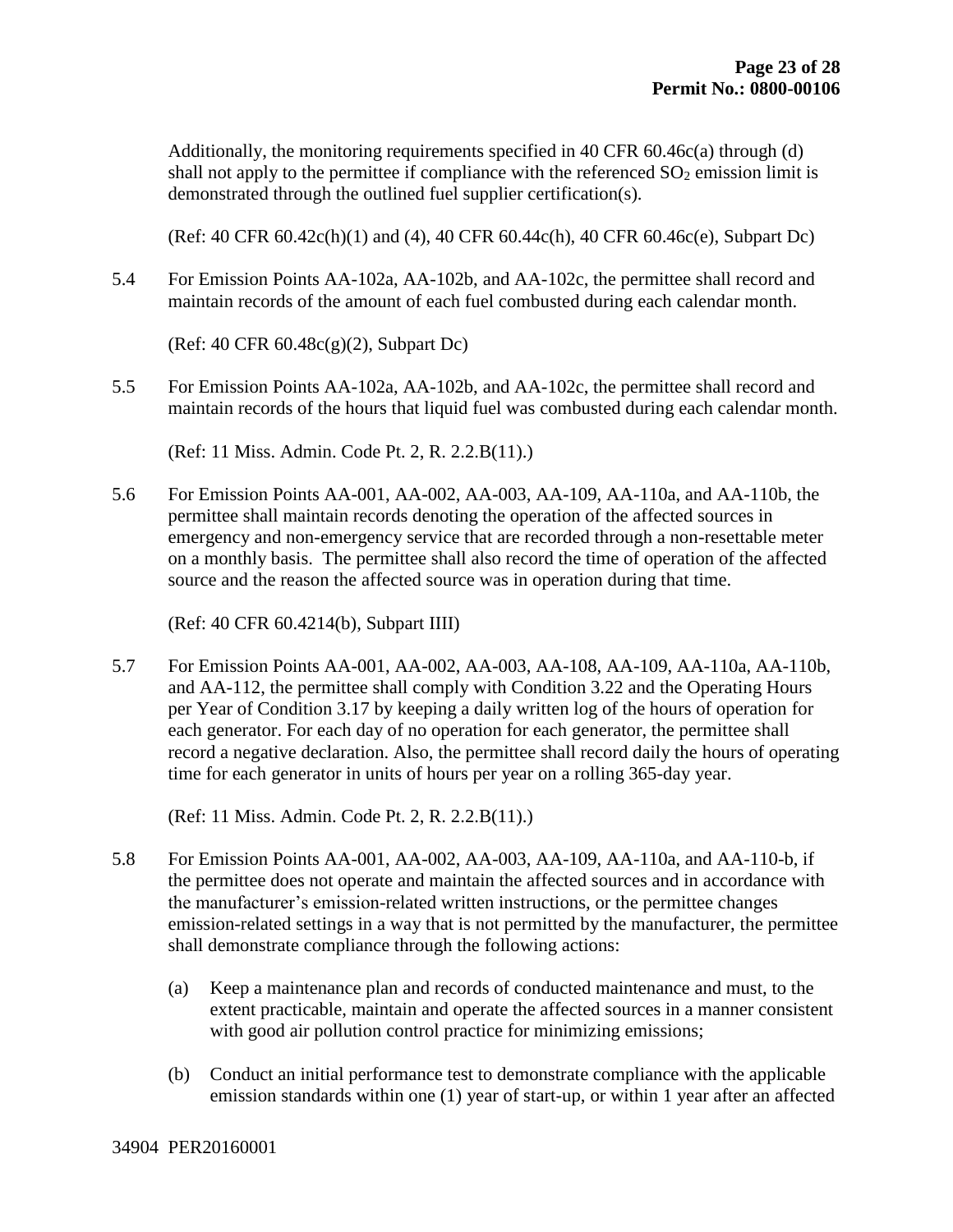Additionally, the monitoring requirements specified in 40 CFR 60.46c(a) through (d) shall not apply to the permittee if compliance with the referenced $SO_2$ emission limit is demonstrated through the outlined fuel supplier certification(s).

(Ref: 40 CFR 60.42c(h)(1) and (4), 40 CFR 60.44c(h), 40 CFR 60.46c(e), Subpart Dc)

5.4 For Emission Points AA-102a, AA-102b, and AA-102c, the permittee shall record and maintain records of the amount of each fuel combusted during each calendar month.

(Ref: 40 CFR 60.48c(g)(2), Subpart Dc)

5.5 For Emission Points AA-102a, AA-102b, and AA-102c, the permittee shall record and maintain records of the hours that liquid fuel was combusted during each calendar month.

(Ref: 11 Miss. Admin. Code Pt. 2, R. 2.2.B(11).)

5.6 For Emission Points AA-001, AA-002, AA-003, AA-109, AA-110a, and AA-110b, the permittee shall maintain records denoting the operation of the affected sources in emergency and non-emergency service that are recorded through a non-resettable meter on a monthly basis. The permittee shall also record the time of operation of the affected source and the reason the affected source was in operation during that time.

(Ref: 40 CFR 60.4214(b), Subpart IIII)

5.7 For Emission Points AA-001, AA-002, AA-003, AA-108, AA-109, AA-110a, AA-110b, and AA-112, the permittee shall comply with Condition 3.22 and the Operating Hours per Year of Condition 3.17 by keeping a daily written log of the hours of operation for each generator. For each day of no operation for each generator, the permittee shall record a negative declaration. Also, the permittee shall record daily the hours of operating time for each generator in units of hours per year on a rolling 365-day year.

(Ref: 11 Miss. Admin. Code Pt. 2, R. 2.2.B(11).)

5.8 For Emission Points AA-001, AA-002, AA-003, AA-109, AA-110a, and AA-110-b, if the permittee does not operate and maintain the affected sources and in accordance with the manufacturer's emission-related written instructions, or the permittee changes emission-related settings in a way that is not permitted by the manufacturer, the permittee shall demonstrate compliance through the following actions:

(a) Keep a maintenance plan and records of conducted maintenance and must, to the extent practicable, maintain and operate the affected sources in a manner consistent with good air pollution control practice for minimizing emissions;

(b) Conduct an initial performance test to demonstrate compliance with the applicable emission standards within one (1) year of start-up, or within 1 year after an affected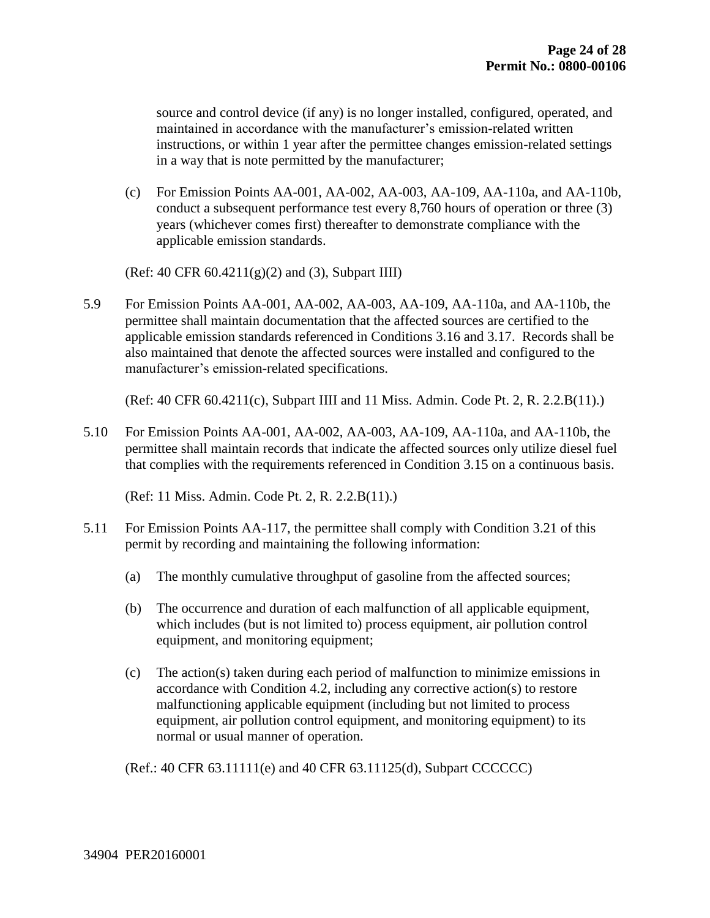source and control device (if any) is no longer installed, configured, operated, and maintained in accordance with the manufacturer's emission-related written instructions, or within 1 year after the permittee changes emission-related settings in a way that is note permitted by the manufacturer;

(c) For Emission Points AA-001, AA-002, AA-003, AA-109, AA-110a, and AA-110b, conduct a subsequent performance test every 8,760 hours of operation or three (3) years (whichever comes first) thereafter to demonstrate compliance with the applicable emission standards.

(Ref: 40 CFR 60.4211(g)(2) and (3), Subpart IIII)

5.9 For Emission Points AA-001, AA-002, AA-003, AA-109, AA-110a, and AA-110b, the permittee shall maintain documentation that the affected sources are certified to the applicable emission standards referenced in Conditions 3.16 and 3.17. Records shall be also maintained that denote the affected sources were installed and configured to the manufacturer's emission-related specifications.

(Ref: 40 CFR 60.4211(c), Subpart IIII and 11 Miss. Admin. Code Pt. 2, R. 2.2.B(11).)

5.10 For Emission Points AA-001, AA-002, AA-003, AA-109, AA-110a, and AA-110b, the permittee shall maintain records that indicate the affected sources only utilize diesel fuel that complies with the requirements referenced in Condition 3.15 on a continuous basis.

(Ref: 11 Miss. Admin. Code Pt. 2, R. 2.2.B(11).)

5.11 For Emission Points AA-117, the permittee shall comply with Condition 3.21 of this permit by recording and maintaining the following information:

(a) The monthly cumulative throughput of gasoline from the affected sources;

(b) The occurrence and duration of each malfunction of all applicable equipment, which includes (but is not limited to) process equipment, air pollution control equipment, and monitoring equipment;

(c) The action(s) taken during each period of malfunction to minimize emissions in accordance with Condition 4.2, including any corrective action(s) to restore malfunctioning applicable equipment (including but not limited to process equipment, air pollution control equipment, and monitoring equipment) to its normal or usual manner of operation.

(Ref.: 40 CFR 63.11111(e) and 40 CFR 63.11125(d), Subpart CCCCCC)

34904 PER20160001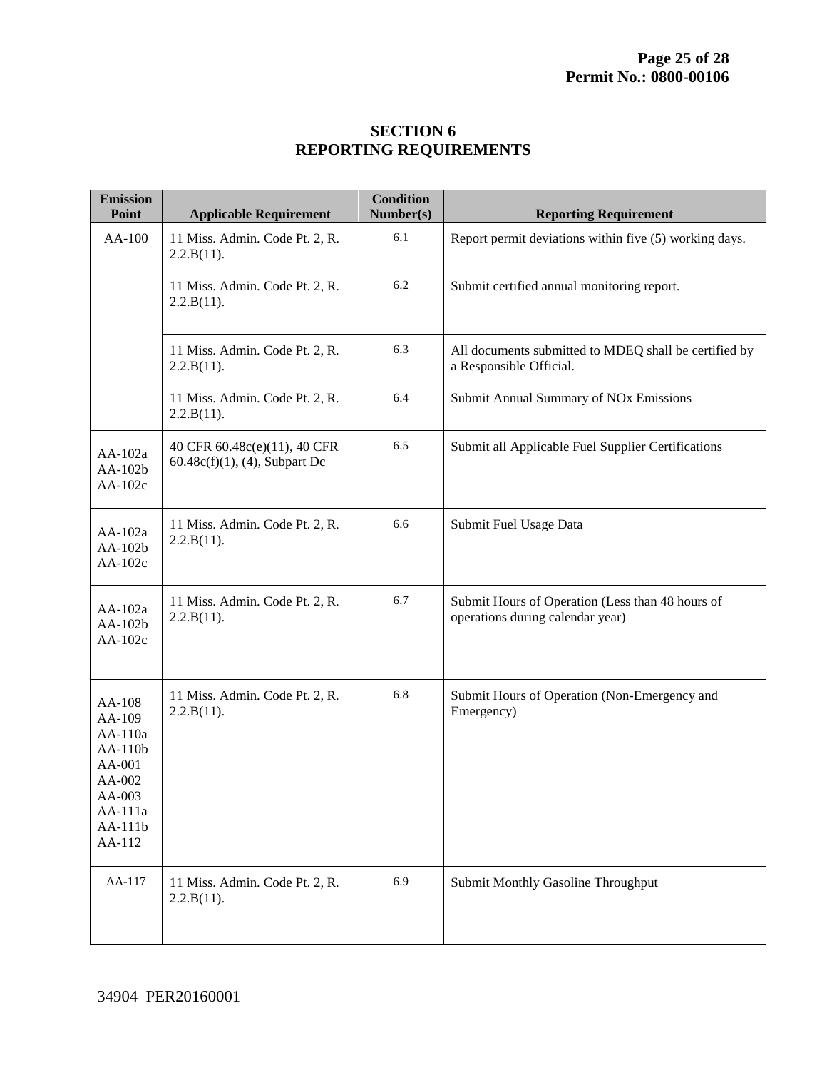# SECTION 6
# REPORTING REQUIREMENTS

| Emission Point | Applicable Requirement | Condition Number(s) | Reporting Requirement |
|---|---|---|---|
| AA-100 | 11 Miss. Admin. Code Pt. 2, R. 2.2.B(11). | 6.1 | Report permit deviations within five (5) working days. |
| | 11 Miss. Admin. Code Pt. 2, R. 2.2.B(11). | 6.2 | Submit certified annual monitoring report. |
| | 11 Miss. Admin. Code Pt. 2, R. 2.2.B(11). | 6.3 | All documents submitted to MDEQ shall be certified by a Responsible Official. |
| | 11 Miss. Admin. Code Pt. 2, R. 2.2.B(11). | 6.4 | Submit Annual Summary of NOx Emissions |
| AA-102a AA-102b AA-102c | 40 CFR 60.48c(e)(11), 40 CFR 60.48c(f)(1), (4), Subpart Dc | 6.5 | Submit all Applicable Fuel Supplier Certifications |
| AA-102a AA-102b AA-102c | 11 Miss. Admin. Code Pt. 2, R. 2.2.B(11). | 6.6 | Submit Fuel Usage Data |
| AA-102a AA-102b AA-102c | 11 Miss. Admin. Code Pt. 2, R. 2.2.B(11). | 6.7 | Submit Hours of Operation (Less than 48 hours of operations during calendar year) |
| AA-108 AA-109 AA-110a AA-110b AA-001 AA-002 AA-003 AA-111a AA-111b AA-112 | 11 Miss. Admin. Code Pt. 2, R. 2.2.B(11). | 6.8 | Submit Hours of Operation (Non-Emergency and Emergency) |
| AA-117 | 11 Miss. Admin. Code Pt. 2, R. 2.2.B(11). | 6.9 | Submit Monthly Gasoline Throughput |

34904 PER20160001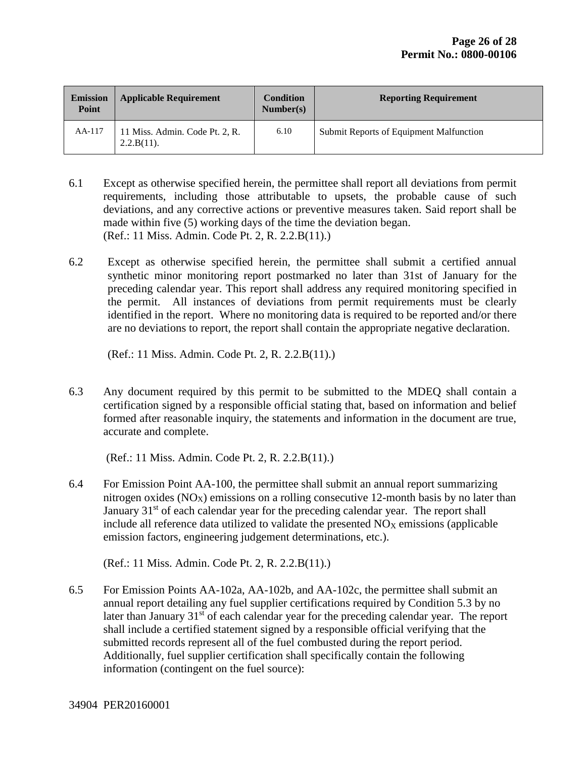| Emission Point | Applicable Requirement | Condition Number(s) | Reporting Requirement |
|---|---|---|---|
| AA-117 | 11 Miss. Admin. Code Pt. 2, R. 2.2.B(11). | 6.10 | Submit Reports of Equipment Malfunction |

6.1 Except as otherwise specified herein, the permittee shall report all deviations from permit requirements, including those attributable to upsets, the probable cause of such deviations, and any corrective actions or preventive measures taken. Said report shall be made within five (5) working days of the time the deviation began.
(Ref.: 11 Miss. Admin. Code Pt. 2, R. 2.2.B(11).)

6.2 Except as otherwise specified herein, the permittee shall submit a certified annual synthetic minor monitoring report postmarked no later than 31st of January for the preceding calendar year. This report shall address any required monitoring specified in the permit. All instances of deviations from permit requirements must be clearly identified in the report. Where no monitoring data is required to be reported and/or there are no deviations to report, the report shall contain the appropriate negative declaration.

(Ref.: 11 Miss. Admin. Code Pt. 2, R. 2.2.B(11).)

6.3 Any document required by this permit to be submitted to the MDEQ shall contain a certification signed by a responsible official stating that, based on information and belief formed after reasonable inquiry, the statements and information in the document are true, accurate and complete.

(Ref.: 11 Miss. Admin. Code Pt. 2, R. 2.2.B(11).)

6.4 For Emission Point AA-100, the permittee shall submit an annual report summarizing nitrogen oxides ($NO_X$) emissions on a rolling consecutive 12-month basis by no later than January 31st of each calendar year for the preceding calendar year. The report shall include all reference data utilized to validate the presented $NO_X$ emissions (applicable emission factors, engineering judgement determinations, etc.).

(Ref.: 11 Miss. Admin. Code Pt. 2, R. 2.2.B(11).)

6.5 For Emission Points AA-102a, AA-102b, and AA-102c, the permittee shall submit an annual report detailing any fuel supplier certifications required by Condition 5.3 by no later than January 31st of each calendar year for the preceding calendar year. The report shall include a certified statement signed by a responsible official verifying that the submitted records represent all of the fuel combusted during the report period. Additionally, fuel supplier certification shall specifically contain the following information (contingent on the fuel source):

34904 PER20160001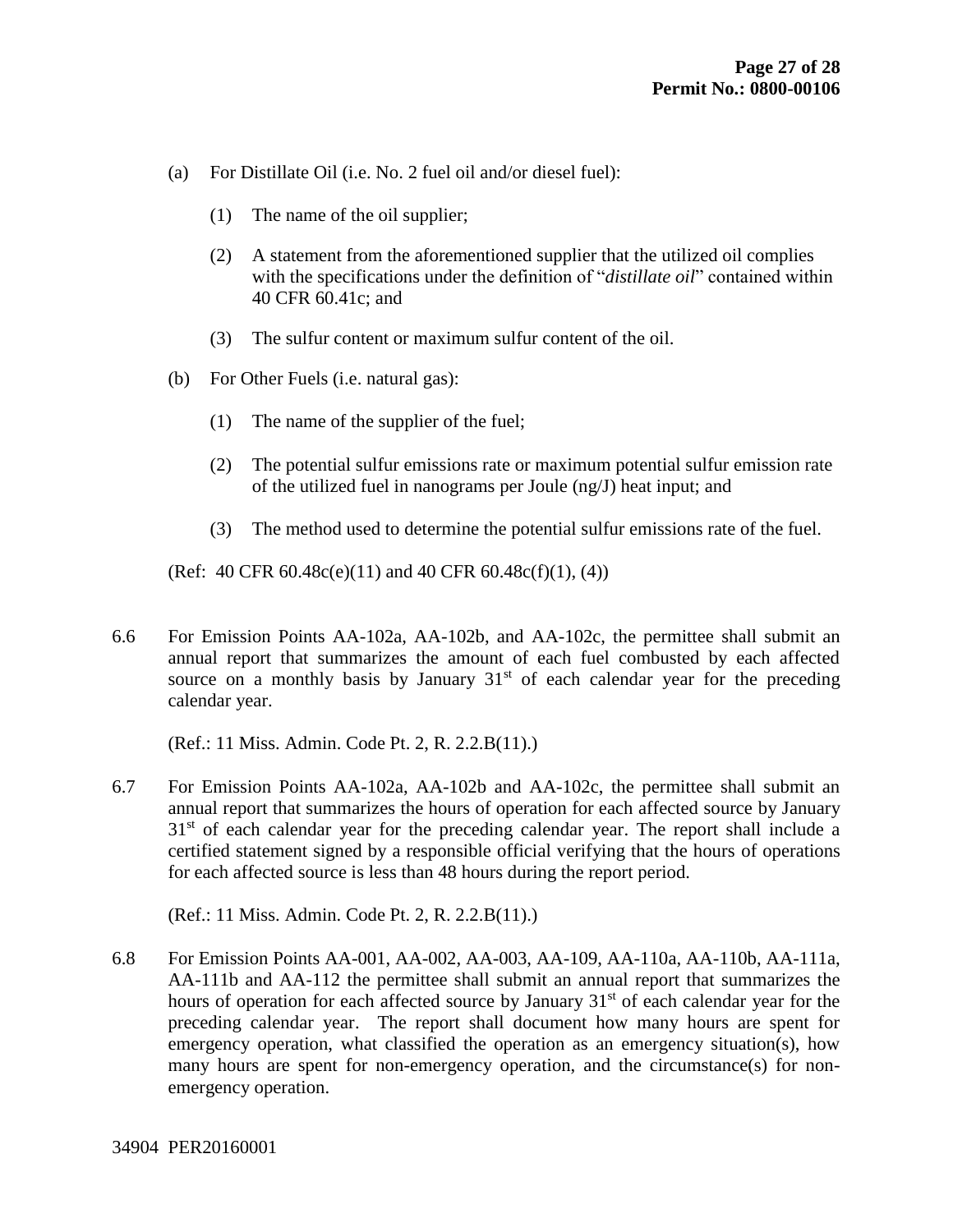(a) For Distillate Oil (i.e. No. 2 fuel oil and/or diesel fuel):

  (1) The name of the oil supplier;

  (2) A statement from the aforementioned supplier that the utilized oil complies with the specifications under the definition of "*distillate oil*" contained within 40 CFR 60.41c; and

  (3) The sulfur content or maximum sulfur content of the oil.

(b) For Other Fuels (i.e. natural gas):

  (1) The name of the supplier of the fuel;

  (2) The potential sulfur emissions rate or maximum potential sulfur emission rate of the utilized fuel in nanograms per Joule (ng/J) heat input; and

  (3) The method used to determine the potential sulfur emissions rate of the fuel.

(Ref: 40 CFR 60.48c(e)(11) and 40 CFR 60.48c(f)(1), (4))

6.6 For Emission Points AA-102a, AA-102b, and AA-102c, the permittee shall submit an annual report that summarizes the amount of each fuel combusted by each affected source on a monthly basis by January 31st of each calendar year for the preceding calendar year.

(Ref.: 11 Miss. Admin. Code Pt. 2, R. 2.2.B(11).)

6.7 For Emission Points AA-102a, AA-102b and AA-102c, the permittee shall submit an annual report that summarizes the hours of operation for each affected source by January 31st of each calendar year for the preceding calendar year. The report shall include a certified statement signed by a responsible official verifying that the hours of operations for each affected source is less than 48 hours during the report period.

(Ref.: 11 Miss. Admin. Code Pt. 2, R. 2.2.B(11).)

6.8 For Emission Points AA-001, AA-002, AA-003, AA-109, AA-110a, AA-110b, AA-111a, AA-111b and AA-112 the permittee shall submit an annual report that summarizes the hours of operation for each affected source by January 31st of each calendar year for the preceding calendar year. The report shall document how many hours are spent for emergency operation, what classified the operation as an emergency situation(s), how many hours are spent for non-emergency operation, and the circumstance(s) for non-emergency operation.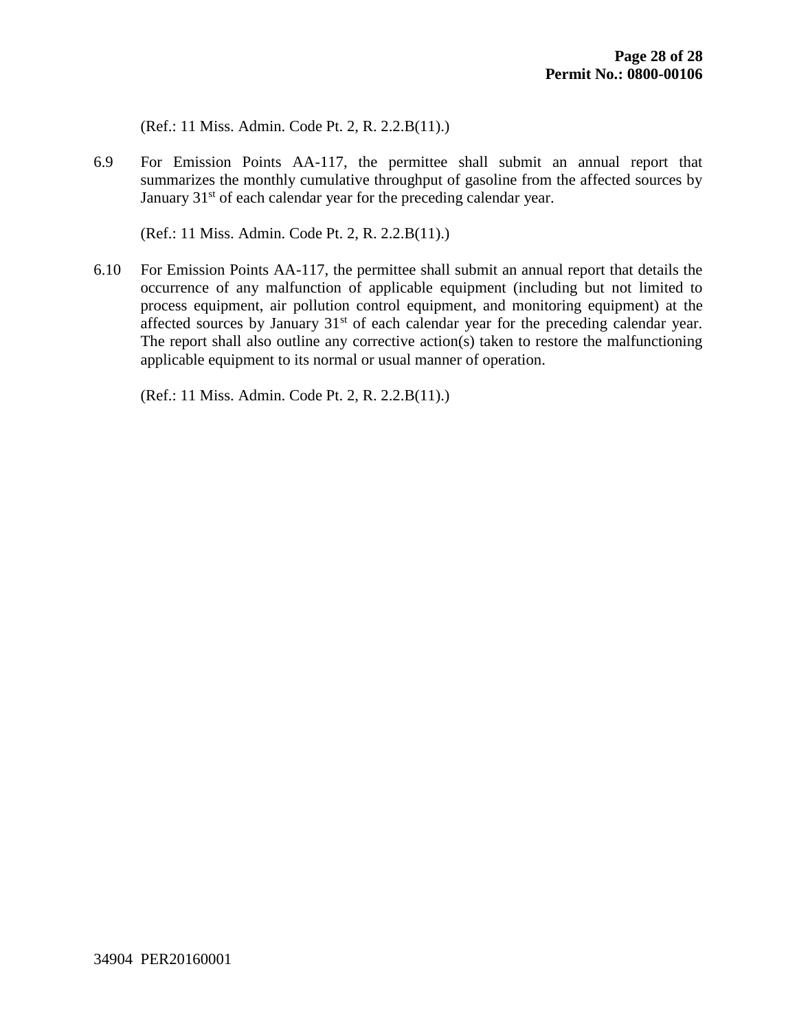(Ref.: 11 Miss. Admin. Code Pt. 2, R. 2.2.B(11).)

6.9 For Emission Points AA-117, the permittee shall submit an annual report that summarizes the monthly cumulative throughput of gasoline from the affected sources by January 31st of each calendar year for the preceding calendar year.

(Ref.: 11 Miss. Admin. Code Pt. 2, R. 2.2.B(11).)

6.10 For Emission Points AA-117, the permittee shall submit an annual report that details the occurrence of any malfunction of applicable equipment (including but not limited to process equipment, air pollution control equipment, and monitoring equipment) at the affected sources by January 31st of each calendar year for the preceding calendar year. The report shall also outline any corrective action(s) taken to restore the malfunctioning applicable equipment to its normal or usual manner of operation.

(Ref.: 11 Miss. Admin. Code Pt. 2, R. 2.2.B(11).)